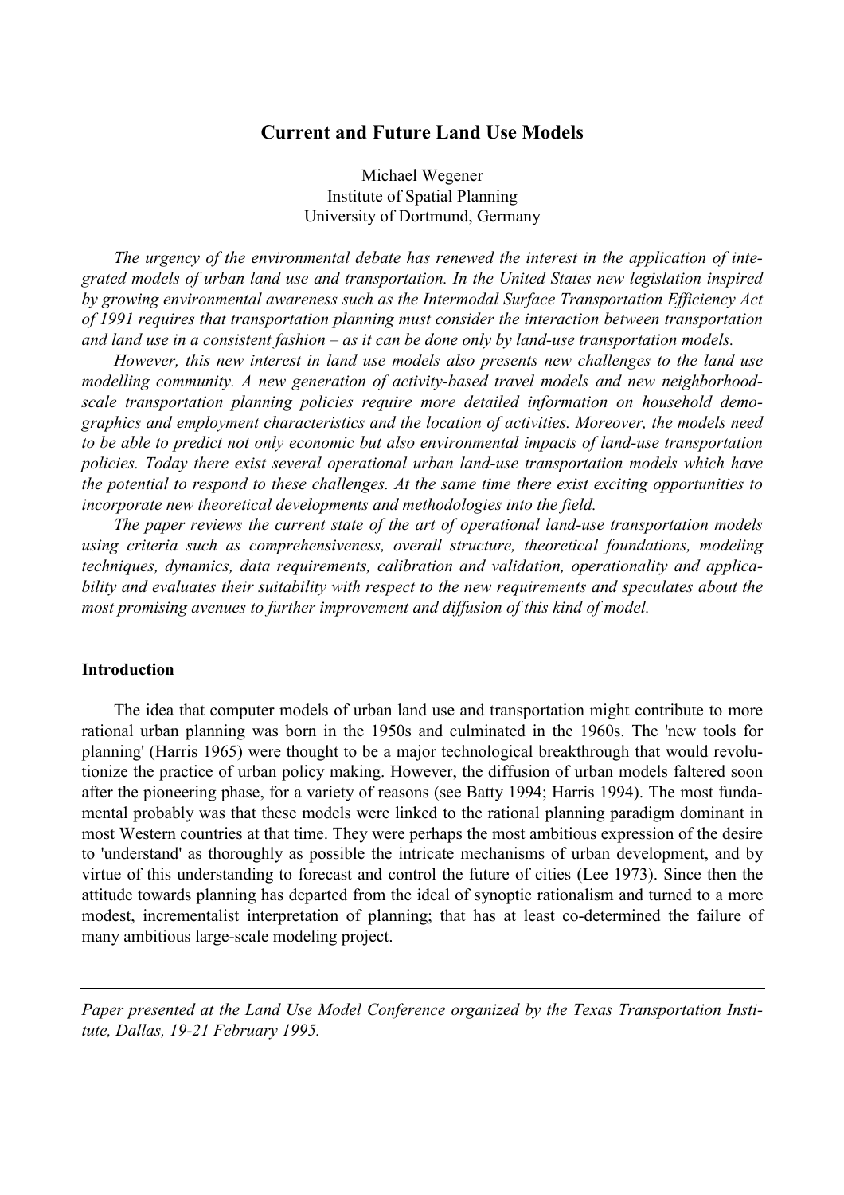# Current and Future Land Use Models

Michael Wegener
Institute of Spatial Planning
University of Dortmund, Germany

*The urgency of the environmental debate has renewed the interest in the application of integrated models of urban land use and transportation. In the United States new legislation inspired by growing environmental awareness such as the Intermodal Surface Transportation Efficiency Act of 1991 requires that transportation planning must consider the interaction between transportation and land use in a consistent fashion – as it can be done only by land-use transportation models.*

*However, this new interest in land use models also presents new challenges to the land use modelling community. A new generation of activity-based travel models and new neighborhood-scale transportation planning policies require more detailed information on household demographics and employment characteristics and the location of activities. Moreover, the models need to be able to predict not only economic but also environmental impacts of land-use transportation policies. Today there exist several operational urban land-use transportation models which have the potential to respond to these challenges. At the same time there exist exciting opportunities to incorporate new theoretical developments and methodologies into the field.*

*The paper reviews the current state of the art of operational land-use transportation models using criteria such as comprehensiveness, overall structure, theoretical foundations, modeling techniques, dynamics, data requirements, calibration and validation, operationality and applicability and evaluates their suitability with respect to the new requirements and speculates about the most promising avenues to further improvement and diffusion of this kind of model.*

## Introduction

The idea that computer models of urban land use and transportation might contribute to more rational urban planning was born in the 1950s and culminated in the 1960s. The 'new tools for planning' (Harris 1965) were thought to be a major technological breakthrough that would revolutionize the practice of urban policy making. However, the diffusion of urban models faltered soon after the pioneering phase, for a variety of reasons (see Batty 1994; Harris 1994). The most fundamental probably was that these models were linked to the rational planning paradigm dominant in most Western countries at that time. They were perhaps the most ambitious expression of the desire to 'understand' as thoroughly as possible the intricate mechanisms of urban development, and by virtue of this understanding to forecast and control the future of cities (Lee 1973). Since then the attitude towards planning has departed from the ideal of synoptic rationalism and turned to a more modest, incrementalist interpretation of planning; that has at least co-determined the failure of many ambitious large-scale modeling project.

---

*Paper presented at the Land Use Model Conference organized by the Texas Transportation Institute, Dallas, 19-21 February 1995.*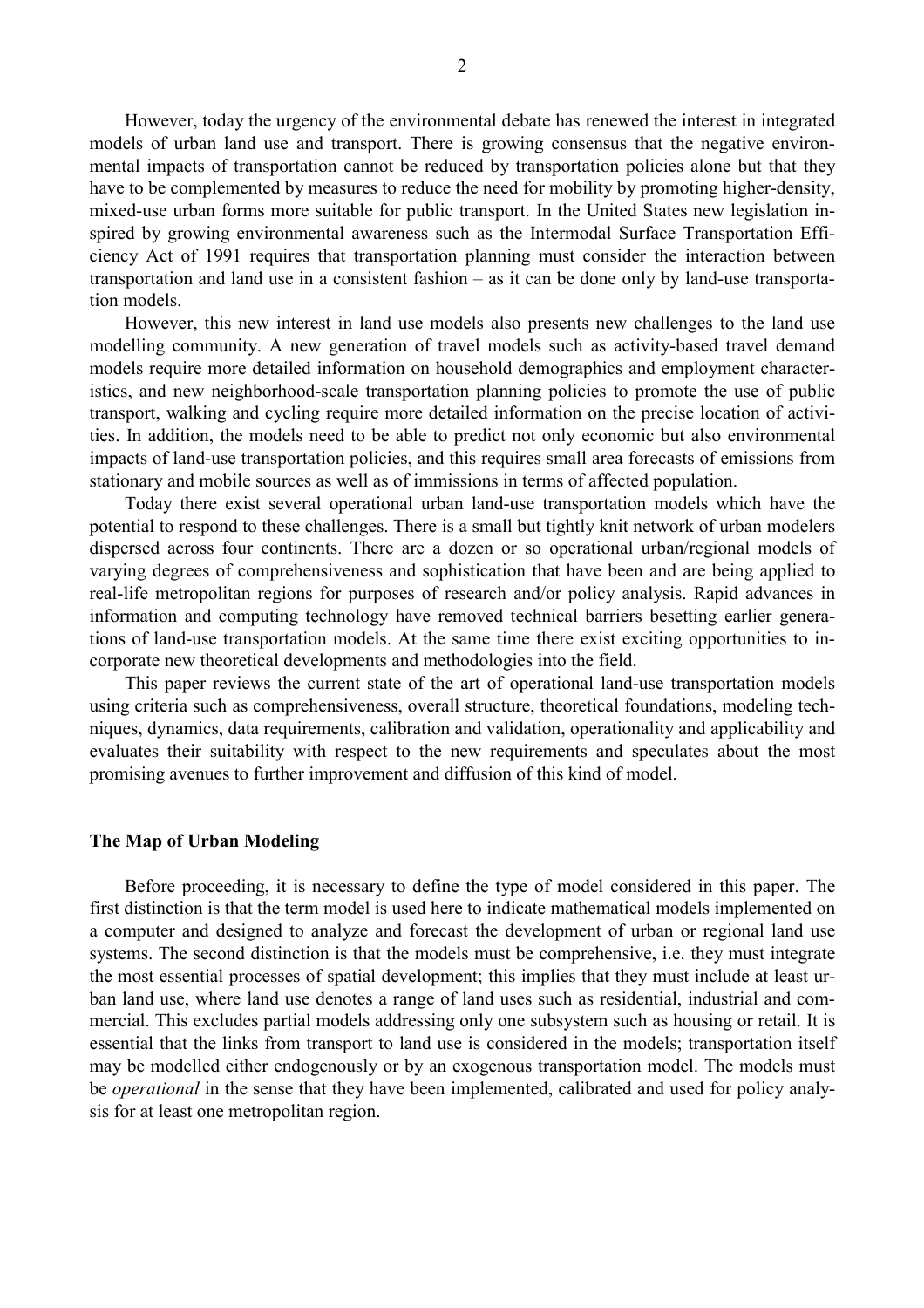However, today the urgency of the environmental debate has renewed the interest in integrated models of urban land use and transport. There is growing consensus that the negative environmental impacts of transportation cannot be reduced by transportation policies alone but that they have to be complemented by measures to reduce the need for mobility by promoting higher-density, mixed-use urban forms more suitable for public transport. In the United States new legislation inspired by growing environmental awareness such as the Intermodal Surface Transportation Efficiency Act of 1991 requires that transportation planning must consider the interaction between transportation and land use in a consistent fashion – as it can be done only by land-use transportation models.

However, this new interest in land use models also presents new challenges to the land use modelling community. A new generation of travel models such as activity-based travel demand models require more detailed information on household demographics and employment characteristics, and new neighborhood-scale transportation planning policies to promote the use of public transport, walking and cycling require more detailed information on the precise location of activities. In addition, the models need to be able to predict not only economic but also environmental impacts of land-use transportation policies, and this requires small area forecasts of emissions from stationary and mobile sources as well as of immissions in terms of affected population.

Today there exist several operational urban land-use transportation models which have the potential to respond to these challenges. There is a small but tightly knit network of urban modelers dispersed across four continents. There are a dozen or so operational urban/regional models of varying degrees of comprehensiveness and sophistication that have been and are being applied to real-life metropolitan regions for purposes of research and/or policy analysis. Rapid advances in information and computing technology have removed technical barriers besetting earlier generations of land-use transportation models. At the same time there exist exciting opportunities to incorporate new theoretical developments and methodologies into the field.

This paper reviews the current state of the art of operational land-use transportation models using criteria such as comprehensiveness, overall structure, theoretical foundations, modeling techniques, dynamics, data requirements, calibration and validation, operationality and applicability and evaluates their suitability with respect to the new requirements and speculates about the most promising avenues to further improvement and diffusion of this kind of model.

## The Map of Urban Modeling

Before proceeding, it is necessary to define the type of model considered in this paper. The first distinction is that the term model is used here to indicate mathematical models implemented on a computer and designed to analyze and forecast the development of urban or regional land use systems. The second distinction is that the models must be comprehensive, i.e. they must integrate the most essential processes of spatial development; this implies that they must include at least urban land use, where land use denotes a range of land uses such as residential, industrial and commercial. This excludes partial models addressing only one subsystem such as housing or retail. It is essential that the links from transport to land use is considered in the models; transportation itself may be modelled either endogenously or by an exogenous transportation model. The models must be *operational* in the sense that they have been implemented, calibrated and used for policy analysis for at least one metropolitan region.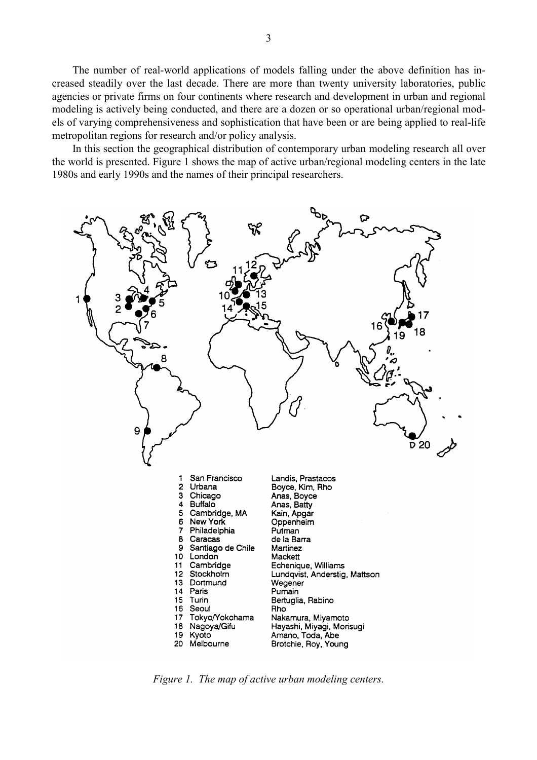The number of real-world applications of models falling under the above definition has increased steadily over the last decade. There are more than twenty university laboratories, public agencies or private firms on four continents where research and development in urban and regional modeling is actively being conducted, and there are a dozen or so operational urban/regional models of varying comprehensiveness and sophistication that have been or are being applied to real-life metropolitan regions for research and/or policy analysis.

In this section the geographical distribution of contemporary urban modeling research all over the world is presented. Figure 1 shows the map of active urban/regional modeling centers in the late 1980s and early 1990s and the names of their principal researchers.

| | Location | Researchers |
|---|---|---|
| 1 | San Francisco | Landis, Prastacos |
| 2 | Urbana | Boyce, Kim, Rho |
| 3 | Chicago | Anas, Boyce |
| 4 | Buffalo | Anas, Batty |
| 5 | Cambridge, MA | Kain, Apgar |
| 6 | New York | Oppenheim |
| 7 | Philadelphia | Putman |
| 8 | Caracas | de la Barra |
| 9 | Santiago de Chile | Martinez |
| 10 | London | Mackett |
| 11 | Cambridge | Echenique, Williams |
| 12 | Stockholm | Lundqvist, Anderstig, Mattson |
| 13 | Dortmund | Wegener |
| 14 | Paris | Pumain |
| 15 | Turin | Bertuglia, Rabino |
| 16 | Seoul | Rho |
| 17 | Tokyo/Yokohama | Nakamura, Miyamoto |
| 18 | Nagoya/Gifu | Hayashi, Miyagi, Morisugi |
| 19 | Kyoto | Amano, Toda, Abe |
| 20 | Melbourne | Brotchie, Roy, Young |

*Figure 1. The map of active urban modeling centers.*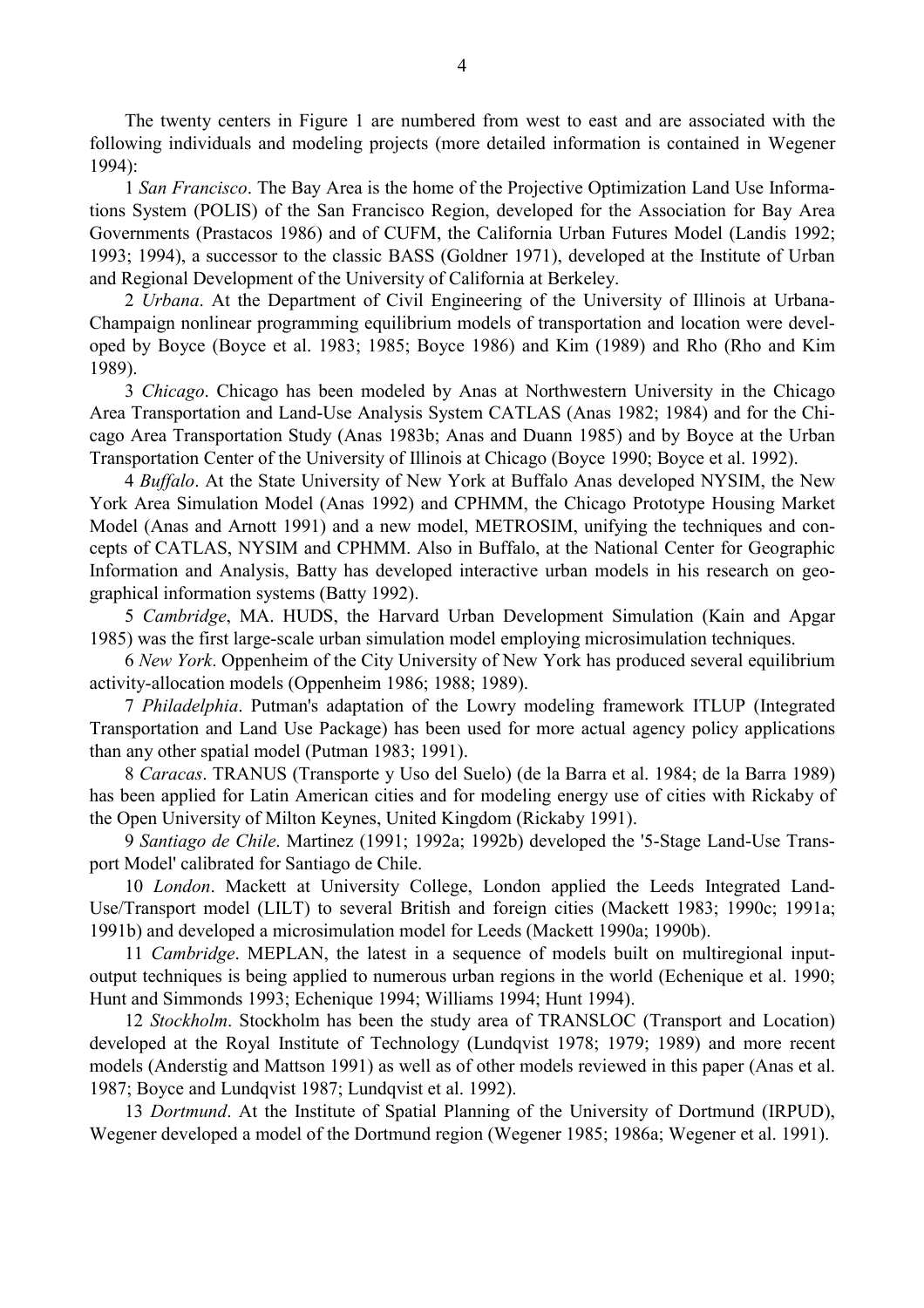The twenty centers in Figure 1 are numbered from west to east and are associated with the following individuals and modeling projects (more detailed information is contained in Wegener 1994):

1 *San Francisco*. The Bay Area is the home of the Projective Optimization Land Use Informations System (POLIS) of the San Francisco Region, developed for the Association for Bay Area Governments (Prastacos 1986) and of CUFM, the California Urban Futures Model (Landis 1992; 1993; 1994), a successor to the classic BASS (Goldner 1971), developed at the Institute of Urban and Regional Development of the University of California at Berkeley.

2 *Urbana*. At the Department of Civil Engineering of the University of Illinois at Urbana-Champaign nonlinear programming equilibrium models of transportation and location were developed by Boyce (Boyce et al. 1983; 1985; Boyce 1986) and Kim (1989) and Rho (Rho and Kim 1989).

3 *Chicago*. Chicago has been modeled by Anas at Northwestern University in the Chicago Area Transportation and Land-Use Analysis System CATLAS (Anas 1982; 1984) and for the Chicago Area Transportation Study (Anas 1983b; Anas and Duann 1985) and by Boyce at the Urban Transportation Center of the University of Illinois at Chicago (Boyce 1990; Boyce et al. 1992).

4 *Buffalo*. At the State University of New York at Buffalo Anas developed NYSIM, the New York Area Simulation Model (Anas 1992) and CPHMM, the Chicago Prototype Housing Market Model (Anas and Arnott 1991) and a new model, METROSIM, unifying the techniques and concepts of CATLAS, NYSIM and CPHMM. Also in Buffalo, at the National Center for Geographic Information and Analysis, Batty has developed interactive urban models in his research on geographical information systems (Batty 1992).

5 *Cambridge*, MA. HUDS, the Harvard Urban Development Simulation (Kain and Apgar 1985) was the first large-scale urban simulation model employing microsimulation techniques.

6 *New York*. Oppenheim of the City University of New York has produced several equilibrium activity-allocation models (Oppenheim 1986; 1988; 1989).

7 *Philadelphia*. Putman's adaptation of the Lowry modeling framework ITLUP (Integrated Transportation and Land Use Package) has been used for more actual agency policy applications than any other spatial model (Putman 1983; 1991).

8 *Caracas*. TRANUS (Transporte y Uso del Suelo) (de la Barra et al. 1984; de la Barra 1989) has been applied for Latin American cities and for modeling energy use of cities with Rickaby of the Open University of Milton Keynes, United Kingdom (Rickaby 1991).

9 *Santiago de Chile*. Martinez (1991; 1992a; 1992b) developed the '5-Stage Land-Use Transport Model' calibrated for Santiago de Chile.

10 *London*. Mackett at University College, London applied the Leeds Integrated Land-Use/Transport model (LILT) to several British and foreign cities (Mackett 1983; 1990c; 1991a; 1991b) and developed a microsimulation model for Leeds (Mackett 1990a; 1990b).

11 *Cambridge*. MEPLAN, the latest in a sequence of models built on multiregional input-output techniques is being applied to numerous urban regions in the world (Echenique et al. 1990; Hunt and Simmonds 1993; Echenique 1994; Williams 1994; Hunt 1994).

12 *Stockholm*. Stockholm has been the study area of TRANSLOC (Transport and Location) developed at the Royal Institute of Technology (Lundqvist 1978; 1979; 1989) and more recent models (Anderstig and Mattson 1991) as well as of other models reviewed in this paper (Anas et al. 1987; Boyce and Lundqvist 1987; Lundqvist et al. 1992).

13 *Dortmund*. At the Institute of Spatial Planning of the University of Dortmund (IRPUD), Wegener developed a model of the Dortmund region (Wegener 1985; 1986a; Wegener et al. 1991).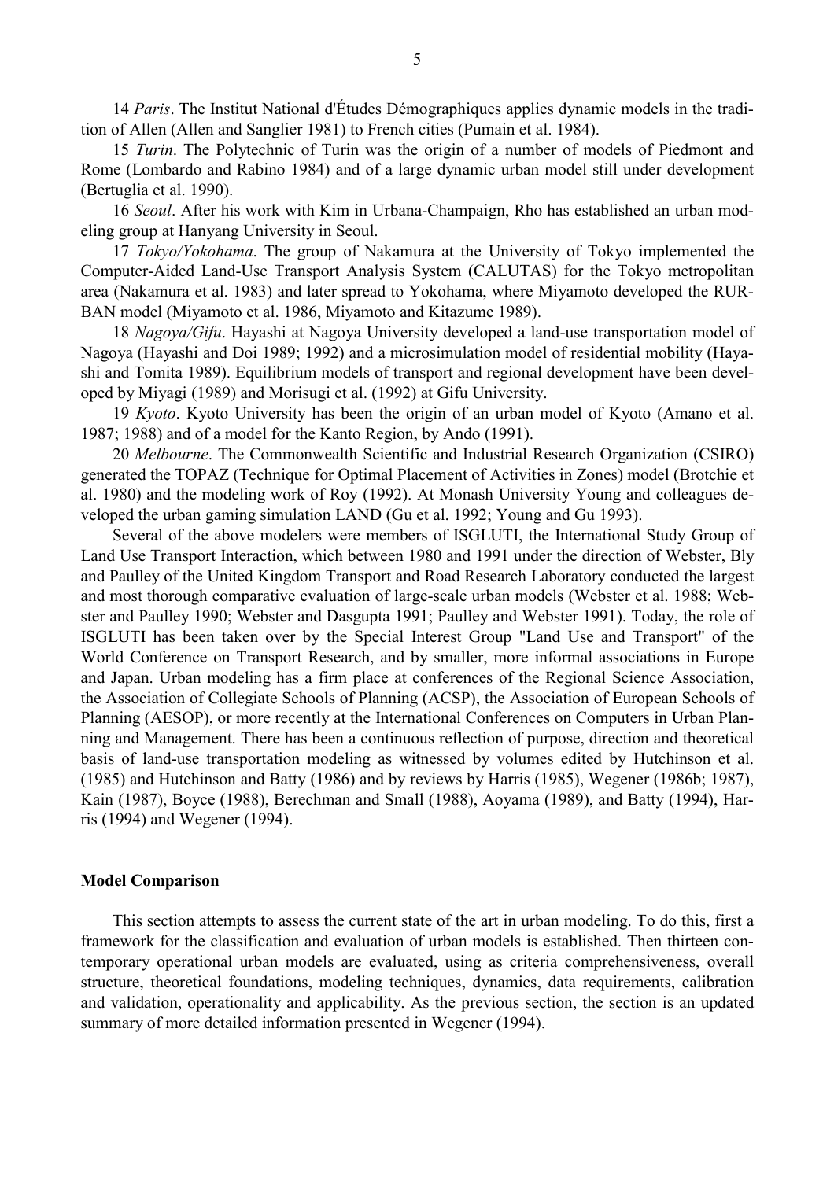14 *Paris*. The Institut National d'Études Démographiques applies dynamic models in the tradition of Allen (Allen and Sanglier 1981) to French cities (Pumain et al. 1984).

15 *Turin*. The Polytechnic of Turin was the origin of a number of models of Piedmont and Rome (Lombardo and Rabino 1984) and of a large dynamic urban model still under development (Bertuglia et al. 1990).

16 *Seoul*. After his work with Kim in Urbana-Champaign, Rho has established an urban modeling group at Hanyang University in Seoul.

17 *Tokyo/Yokohama*. The group of Nakamura at the University of Tokyo implemented the Computer-Aided Land-Use Transport Analysis System (CALUTAS) for the Tokyo metropolitan area (Nakamura et al. 1983) and later spread to Yokohama, where Miyamoto developed the RURBAN model (Miyamoto et al. 1986, Miyamoto and Kitazume 1989).

18 *Nagoya/Gifu*. Hayashi at Nagoya University developed a land-use transportation model of Nagoya (Hayashi and Doi 1989; 1992) and a microsimulation model of residential mobility (Hayashi and Tomita 1989). Equilibrium models of transport and regional development have been developed by Miyagi (1989) and Morisugi et al. (1992) at Gifu University.

19 *Kyoto*. Kyoto University has been the origin of an urban model of Kyoto (Amano et al. 1987; 1988) and of a model for the Kanto Region, by Ando (1991).

20 *Melbourne*. The Commonwealth Scientific and Industrial Research Organization (CSIRO) generated the TOPAZ (Technique for Optimal Placement of Activities in Zones) model (Brotchie et al. 1980) and the modeling work of Roy (1992). At Monash University Young and colleagues developed the urban gaming simulation LAND (Gu et al. 1992; Young and Gu 1993).

Several of the above modelers were members of ISGLUTI, the International Study Group of Land Use Transport Interaction, which between 1980 and 1991 under the direction of Webster, Bly and Paulley of the United Kingdom Transport and Road Research Laboratory conducted the largest and most thorough comparative evaluation of large-scale urban models (Webster et al. 1988; Webster and Paulley 1990; Webster and Dasgupta 1991; Paulley and Webster 1991). Today, the role of ISGLUTI has been taken over by the Special Interest Group "Land Use and Transport" of the World Conference on Transport Research, and by smaller, more informal associations in Europe and Japan. Urban modeling has a firm place at conferences of the Regional Science Association, the Association of Collegiate Schools of Planning (ACSP), the Association of European Schools of Planning (AESOP), or more recently at the International Conferences on Computers in Urban Planning and Management. There has been a continuous reflection of purpose, direction and theoretical basis of land-use transportation modeling as witnessed by volumes edited by Hutchinson et al. (1985) and Hutchinson and Batty (1986) and by reviews by Harris (1985), Wegener (1986b; 1987), Kain (1987), Boyce (1988), Berechman and Small (1988), Aoyama (1989), and Batty (1994), Harris (1994) and Wegener (1994).

## Model Comparison

This section attempts to assess the current state of the art in urban modeling. To do this, first a framework for the classification and evaluation of urban models is established. Then thirteen contemporary operational urban models are evaluated, using as criteria comprehensiveness, overall structure, theoretical foundations, modeling techniques, dynamics, data requirements, calibration and validation, operationality and applicability. As the previous section, the section is an updated summary of more detailed information presented in Wegener (1994).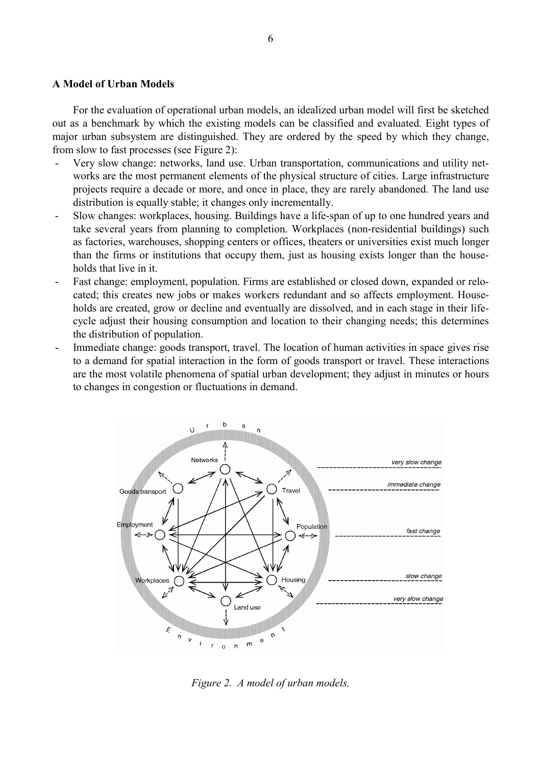**A Model of Urban Models**

For the evaluation of operational urban models, an idealized urban model will first be sketched out as a benchmark by which the existing models can be classified and evaluated. Eight types of major urban subsystem are distinguished. They are ordered by the speed by which they change, from slow to fast processes (see Figure 2):

- Very slow change: networks, land use. Urban transportation, communications and utility networks are the most permanent elements of the physical structure of cities. Large infrastructure projects require a decade or more, and once in place, they are rarely abandoned. The land use distribution is equally stable; it changes only incrementally.
- Slow changes: workplaces, housing. Buildings have a life-span of up to one hundred years and take several years from planning to completion. Workplaces (non-residential buildings) such as factories, warehouses, shopping centers or offices, theaters or universities exist much longer than the firms or institutions that occupy them, just as housing exists longer than the households that live in it.
- Fast change: employment, population. Firms are established or closed down, expanded or relocated; this creates new jobs or makes workers redundant and so affects employment. Households are created, grow or decline and eventually are dissolved, and in each stage in their life-cycle adjust their housing consumption and location to their changing needs; this determines the distribution of population.
- Immediate change: goods transport, travel. The location of human activities in space gives rise to a demand for spatial interaction in the form of goods transport or travel. These interactions are the most volatile phenomena of spatial urban development; they adjust in minutes or hours to changes in congestion or fluctuations in demand.

*Figure 2. A model of urban models.*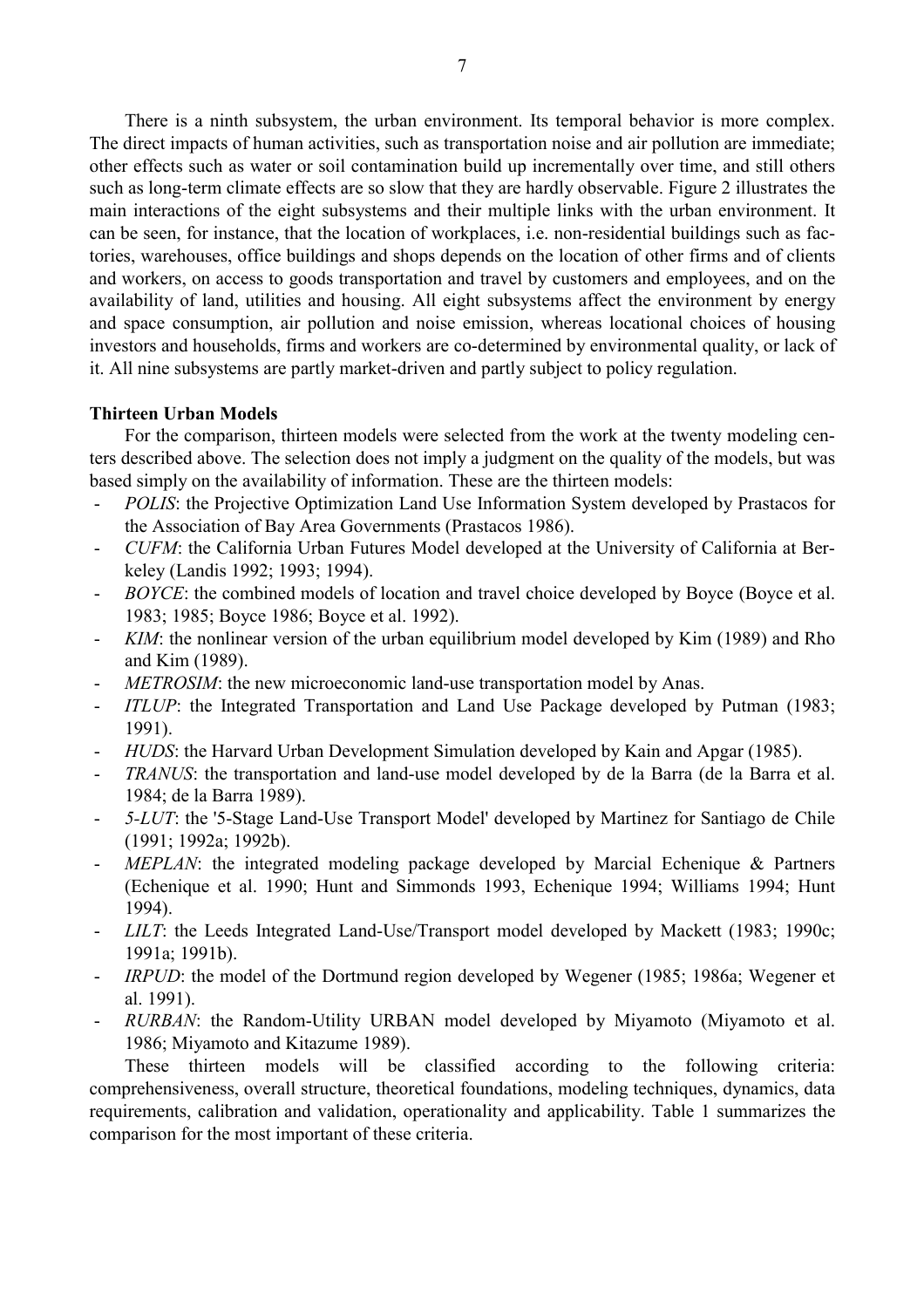There is a ninth subsystem, the urban environment. Its temporal behavior is more complex. The direct impacts of human activities, such as transportation noise and air pollution are immediate; other effects such as water or soil contamination build up incrementally over time, and still others such as long-term climate effects are so slow that they are hardly observable. Figure 2 illustrates the main interactions of the eight subsystems and their multiple links with the urban environment. It can be seen, for instance, that the location of workplaces, i.e. non-residential buildings such as factories, warehouses, office buildings and shops depends on the location of other firms and of clients and workers, on access to goods transportation and travel by customers and employees, and on the availability of land, utilities and housing. All eight subsystems affect the environment by energy and space consumption, air pollution and noise emission, whereas locational choices of housing investors and households, firms and workers are co-determined by environmental quality, or lack of it. All nine subsystems are partly market-driven and partly subject to policy regulation.

**Thirteen Urban Models**

For the comparison, thirteen models were selected from the work at the twenty modeling centers described above. The selection does not imply a judgment on the quality of the models, but was based simply on the availability of information. These are the thirteen models:

- *POLIS*: the Projective Optimization Land Use Information System developed by Prastacos for the Association of Bay Area Governments (Prastacos 1986).
- *CUFM*: the California Urban Futures Model developed at the University of California at Berkeley (Landis 1992; 1993; 1994).
- *BOYCE*: the combined models of location and travel choice developed by Boyce (Boyce et al. 1983; 1985; Boyce 1986; Boyce et al. 1992).
- *KIM*: the nonlinear version of the urban equilibrium model developed by Kim (1989) and Rho and Kim (1989).
- *METROSIM*: the new microeconomic land-use transportation model by Anas.
- *ITLUP*: the Integrated Transportation and Land Use Package developed by Putman (1983; 1991).
- *HUDS*: the Harvard Urban Development Simulation developed by Kain and Apgar (1985).
- *TRANUS*: the transportation and land-use model developed by de la Barra (de la Barra et al. 1984; de la Barra 1989).
- *5-LUT*: the '5-Stage Land-Use Transport Model' developed by Martinez for Santiago de Chile (1991; 1992a; 1992b).
- *MEPLAN*: the integrated modeling package developed by Marcial Echenique & Partners (Echenique et al. 1990; Hunt and Simmonds 1993, Echenique 1994; Williams 1994; Hunt 1994).
- *LILT*: the Leeds Integrated Land-Use/Transport model developed by Mackett (1983; 1990c; 1991a; 1991b).
- *IRPUD*: the model of the Dortmund region developed by Wegener (1985; 1986a; Wegener et al. 1991).
- *RURBAN*: the Random-Utility URBAN model developed by Miyamoto (Miyamoto et al. 1986; Miyamoto and Kitazume 1989).

These thirteen models will be classified according to the following criteria: comprehensiveness, overall structure, theoretical foundations, modeling techniques, dynamics, data requirements, calibration and validation, operationality and applicability. Table 1 summarizes the comparison for the most important of these criteria.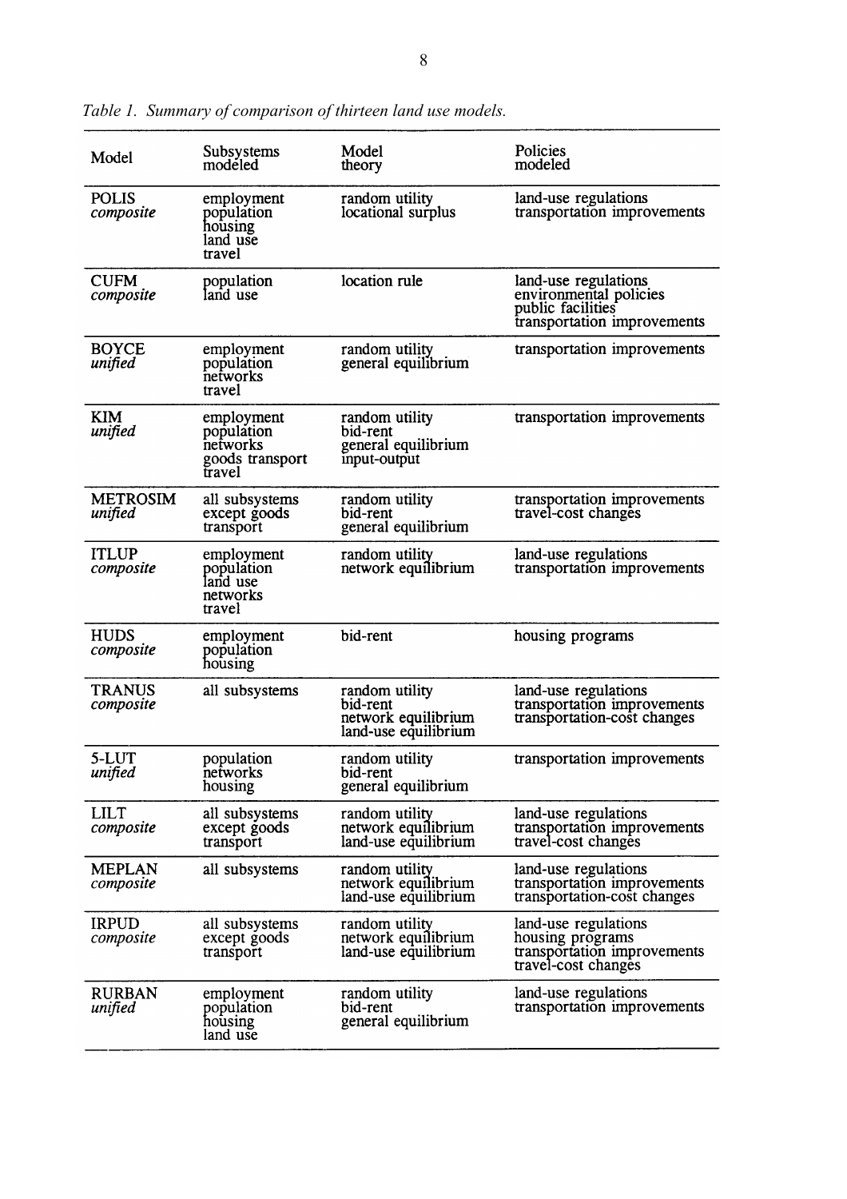*Table 1. Summary of comparison of thirteen land use models.*

| Model | Subsystems modeled | Model theory | Policies modeled |
|---|---|---|---|
| POLIS *composite* | employment population housing land use travel | random utility locational surplus | land-use regulations transportation improvements |
| CUFM *composite* | population land use | location rule | land-use regulations environmental policies public facilities transportation improvements |
| BOYCE *unified* | employment population networks travel | random utility general equilibrium | transportation improvements |
| KIM *unified* | employment population networks goods transport travel | random utility bid-rent general equilibrium input-output | transportation improvements |
| METROSIM *unified* | all subsystems except goods transport | random utility bid-rent general equilibrium | transportation improvements travel-cost changes |
| ITLUP *composite* | employment population land use networks travel | random utility network equilibrium | land-use regulations transportation improvements |
| HUDS *composite* | employment population housing | bid-rent | housing programs |
| TRANUS *composite* | all subsystems | random utility bid-rent network equilibrium land-use equilibrium | land-use regulations transportation improvements transportation-cost changes |
| 5-LUT *unified* | population networks housing | random utility bid-rent general equilibrium | transportation improvements |
| LILT *composite* | all subsystems except goods transport | random utility network equilibrium land-use equilibrium | land-use regulations transportation improvements travel-cost changes |
| MEPLAN *composite* | all subsystems | random utility network equilibrium land-use equilibrium | land-use regulations transportation improvements transportation-cost changes |
| IRPUD *composite* | all subsystems except goods transport | random utility network equilibrium land-use equilibrium | land-use regulations housing programs transportation improvements travel-cost changes |
| RURBAN *unified* | employment population housing land use | random utility bid-rent general equilibrium | land-use regulations transportation improvements |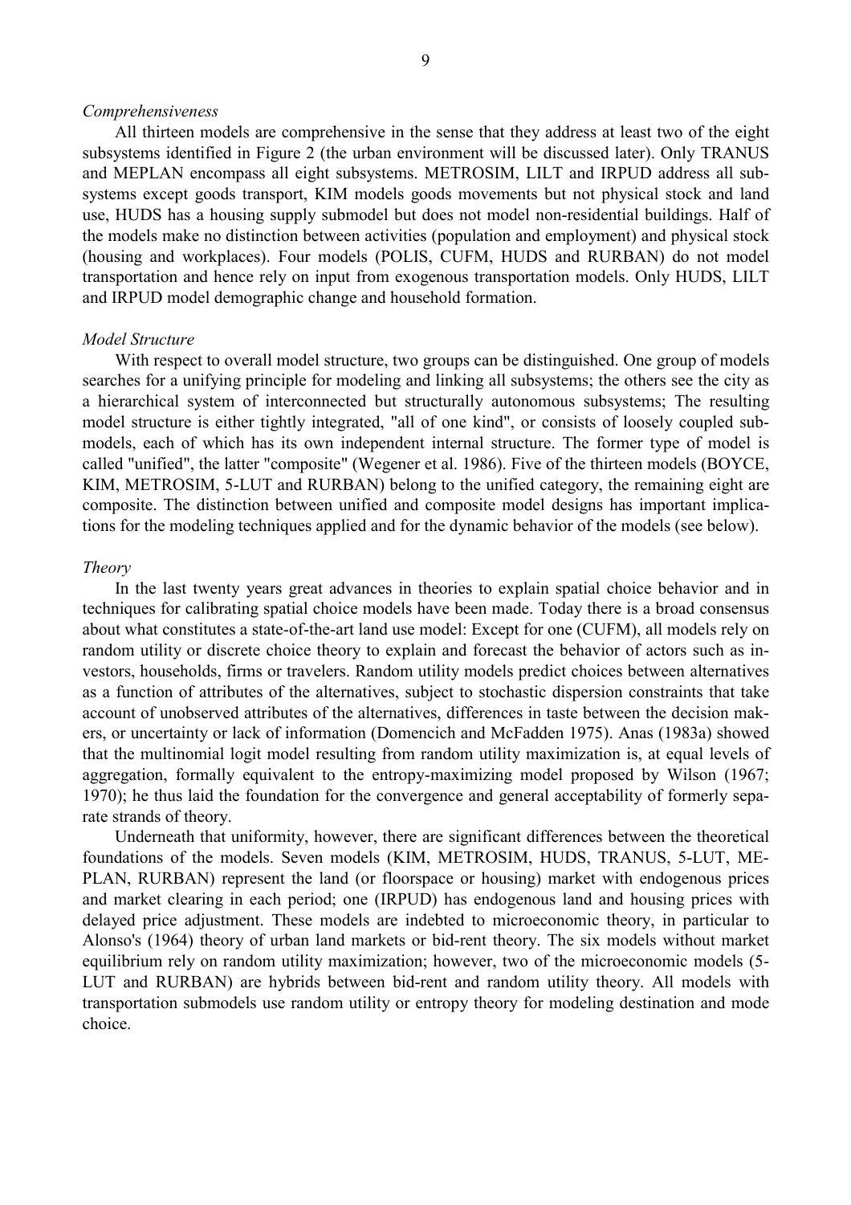*Comprehensiveness*

All thirteen models are comprehensive in the sense that they address at least two of the eight subsystems identified in Figure 2 (the urban environment will be discussed later). Only TRANUS and MEPLAN encompass all eight subsystems. METROSIM, LILT and IRPUD address all subsystems except goods transport, KIM models goods movements but not physical stock and land use, HUDS has a housing supply submodel but does not model non-residential buildings. Half of the models make no distinction between activities (population and employment) and physical stock (housing and workplaces). Four models (POLIS, CUFM, HUDS and RURBAN) do not model transportation and hence rely on input from exogenous transportation models. Only HUDS, LILT and IRPUD model demographic change and household formation.

*Model Structure*

With respect to overall model structure, two groups can be distinguished. One group of models searches for a unifying principle for modeling and linking all subsystems; the others see the city as a hierarchical system of interconnected but structurally autonomous subsystems; The resulting model structure is either tightly integrated, "all of one kind", or consists of loosely coupled submodels, each of which has its own independent internal structure. The former type of model is called "unified", the latter "composite" (Wegener et al. 1986). Five of the thirteen models (BOYCE, KIM, METROSIM, 5-LUT and RURBAN) belong to the unified category, the remaining eight are composite. The distinction between unified and composite model designs has important implications for the modeling techniques applied and for the dynamic behavior of the models (see below).

*Theory*

In the last twenty years great advances in theories to explain spatial choice behavior and in techniques for calibrating spatial choice models have been made. Today there is a broad consensus about what constitutes a state-of-the-art land use model: Except for one (CUFM), all models rely on random utility or discrete choice theory to explain and forecast the behavior of actors such as investors, households, firms or travelers. Random utility models predict choices between alternatives as a function of attributes of the alternatives, subject to stochastic dispersion constraints that take account of unobserved attributes of the alternatives, differences in taste between the decision makers, or uncertainty or lack of information (Domencich and McFadden 1975). Anas (1983a) showed that the multinomial logit model resulting from random utility maximization is, at equal levels of aggregation, formally equivalent to the entropy-maximizing model proposed by Wilson (1967; 1970); he thus laid the foundation for the convergence and general acceptability of formerly separate strands of theory.

Underneath that uniformity, however, there are significant differences between the theoretical foundations of the models. Seven models (KIM, METROSIM, HUDS, TRANUS, 5-LUT, MEPLAN, RURBAN) represent the land (or floorspace or housing) market with endogenous prices and market clearing in each period; one (IRPUD) has endogenous land and housing prices with delayed price adjustment. These models are indebted to microeconomic theory, in particular to Alonso's (1964) theory of urban land markets or bid-rent theory. The six models without market equilibrium rely on random utility maximization; however, two of the microeconomic models (5-LUT and RURBAN) are hybrids between bid-rent and random utility theory. All models with transportation submodels use random utility or entropy theory for modeling destination and mode choice.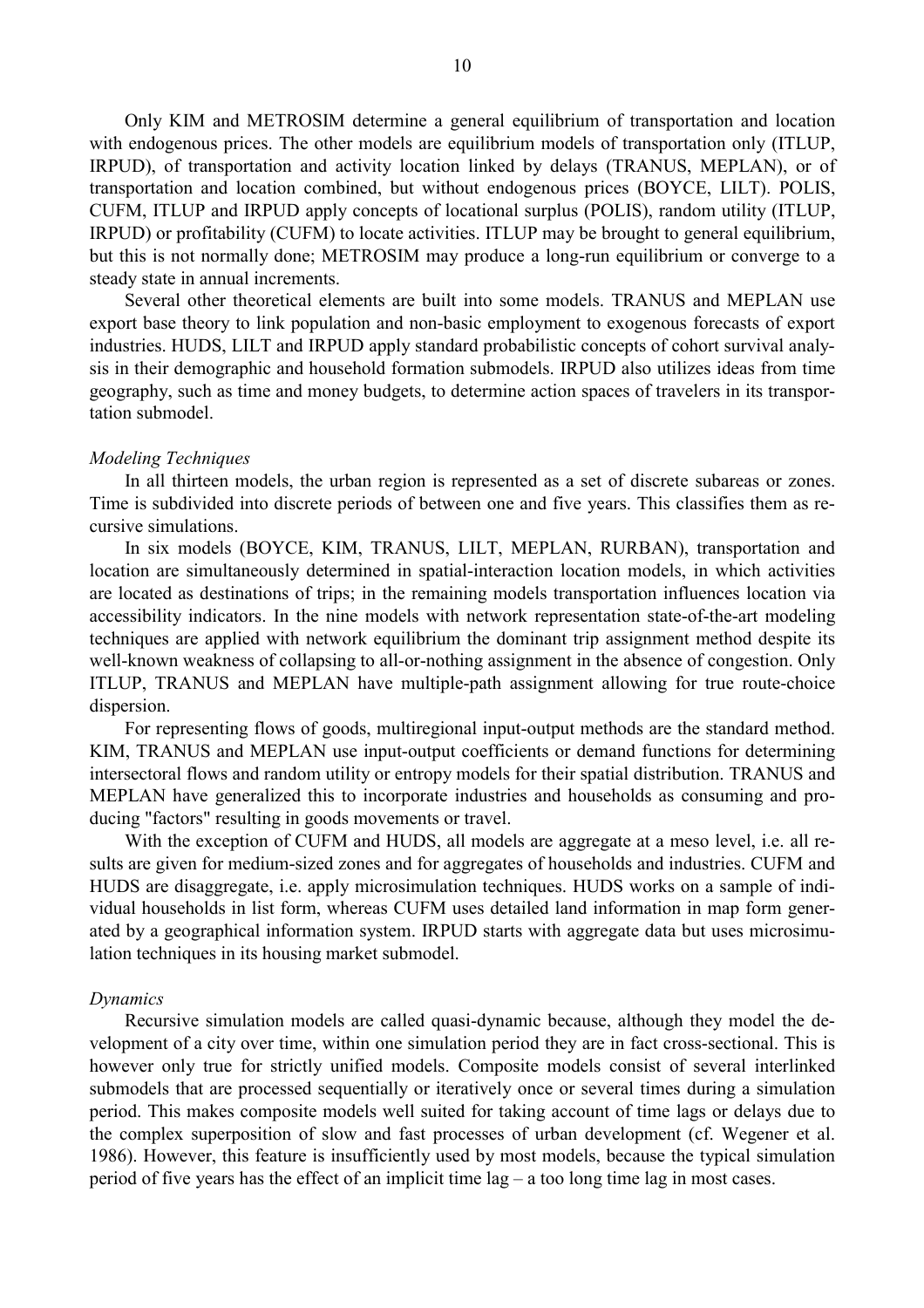Only KIM and METROSIM determine a general equilibrium of transportation and location with endogenous prices. The other models are equilibrium models of transportation only (ITLUP, IRPUD), of transportation and activity location linked by delays (TRANUS, MEPLAN), or of transportation and location combined, but without endogenous prices (BOYCE, LILT). POLIS, CUFM, ITLUP and IRPUD apply concepts of locational surplus (POLIS), random utility (ITLUP, IRPUD) or profitability (CUFM) to locate activities. ITLUP may be brought to general equilibrium, but this is not normally done; METROSIM may produce a long-run equilibrium or converge to a steady state in annual increments.

Several other theoretical elements are built into some models. TRANUS and MEPLAN use export base theory to link population and non-basic employment to exogenous forecasts of export industries. HUDS, LILT and IRPUD apply standard probabilistic concepts of cohort survival analysis in their demographic and household formation submodels. IRPUD also utilizes ideas from time geography, such as time and money budgets, to determine action spaces of travelers in its transportation submodel.

*Modeling Techniques*

In all thirteen models, the urban region is represented as a set of discrete subareas or zones. Time is subdivided into discrete periods of between one and five years. This classifies them as recursive simulations.

In six models (BOYCE, KIM, TRANUS, LILT, MEPLAN, RURBAN), transportation and location are simultaneously determined in spatial-interaction location models, in which activities are located as destinations of trips; in the remaining models transportation influences location via accessibility indicators. In the nine models with network representation state-of-the-art modeling techniques are applied with network equilibrium the dominant trip assignment method despite its well-known weakness of collapsing to all-or-nothing assignment in the absence of congestion. Only ITLUP, TRANUS and MEPLAN have multiple-path assignment allowing for true route-choice dispersion.

For representing flows of goods, multiregional input-output methods are the standard method. KIM, TRANUS and MEPLAN use input-output coefficients or demand functions for determining intersectoral flows and random utility or entropy models for their spatial distribution. TRANUS and MEPLAN have generalized this to incorporate industries and households as consuming and producing "factors" resulting in goods movements or travel.

With the exception of CUFM and HUDS, all models are aggregate at a meso level, i.e. all results are given for medium-sized zones and for aggregates of households and industries. CUFM and HUDS are disaggregate, i.e. apply microsimulation techniques. HUDS works on a sample of individual households in list form, whereas CUFM uses detailed land information in map form generated by a geographical information system. IRPUD starts with aggregate data but uses microsimulation techniques in its housing market submodel.

*Dynamics*

Recursive simulation models are called quasi-dynamic because, although they model the development of a city over time, within one simulation period they are in fact cross-sectional. This is however only true for strictly unified models. Composite models consist of several interlinked submodels that are processed sequentially or iteratively once or several times during a simulation period. This makes composite models well suited for taking account of time lags or delays due to the complex superposition of slow and fast processes of urban development (cf. Wegener et al. 1986). However, this feature is insufficiently used by most models, because the typical simulation period of five years has the effect of an implicit time lag – a too long time lag in most cases.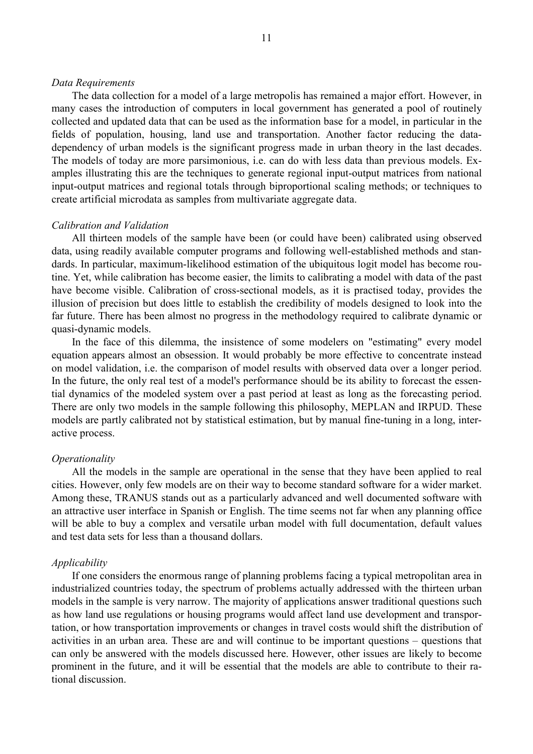*Data Requirements*

The data collection for a model of a large metropolis has remained a major effort. However, in many cases the introduction of computers in local government has generated a pool of routinely collected and updated data that can be used as the information base for a model, in particular in the fields of population, housing, land use and transportation. Another factor reducing the data-dependency of urban models is the significant progress made in urban theory in the last decades. The models of today are more parsimonious, i.e. can do with less data than previous models. Examples illustrating this are the techniques to generate regional input-output matrices from national input-output matrices and regional totals through biproportional scaling methods; or techniques to create artificial microdata as samples from multivariate aggregate data.

*Calibration and Validation*

All thirteen models of the sample have been (or could have been) calibrated using observed data, using readily available computer programs and following well-established methods and standards. In particular, maximum-likelihood estimation of the ubiquitous logit model has become routine. Yet, while calibration has become easier, the limits to calibrating a model with data of the past have become visible. Calibration of cross-sectional models, as it is practised today, provides the illusion of precision but does little to establish the credibility of models designed to look into the far future. There has been almost no progress in the methodology required to calibrate dynamic or quasi-dynamic models.

In the face of this dilemma, the insistence of some modelers on "estimating" every model equation appears almost an obsession. It would probably be more effective to concentrate instead on model validation, i.e. the comparison of model results with observed data over a longer period. In the future, the only real test of a model's performance should be its ability to forecast the essential dynamics of the modeled system over a past period at least as long as the forecasting period. There are only two models in the sample following this philosophy, MEPLAN and IRPUD. These models are partly calibrated not by statistical estimation, but by manual fine-tuning in a long, interactive process.

*Operationality*

All the models in the sample are operational in the sense that they have been applied to real cities. However, only few models are on their way to become standard software for a wider market. Among these, TRANUS stands out as a particularly advanced and well documented software with an attractive user interface in Spanish or English. The time seems not far when any planning office will be able to buy a complex and versatile urban model with full documentation, default values and test data sets for less than a thousand dollars.

*Applicability*

If one considers the enormous range of planning problems facing a typical metropolitan area in industrialized countries today, the spectrum of problems actually addressed with the thirteen urban models in the sample is very narrow. The majority of applications answer traditional questions such as how land use regulations or housing programs would affect land use development and transportation, or how transportation improvements or changes in travel costs would shift the distribution of activities in an urban area. These are and will continue to be important questions – questions that can only be answered with the models discussed here. However, other issues are likely to become prominent in the future, and it will be essential that the models are able to contribute to their rational discussion.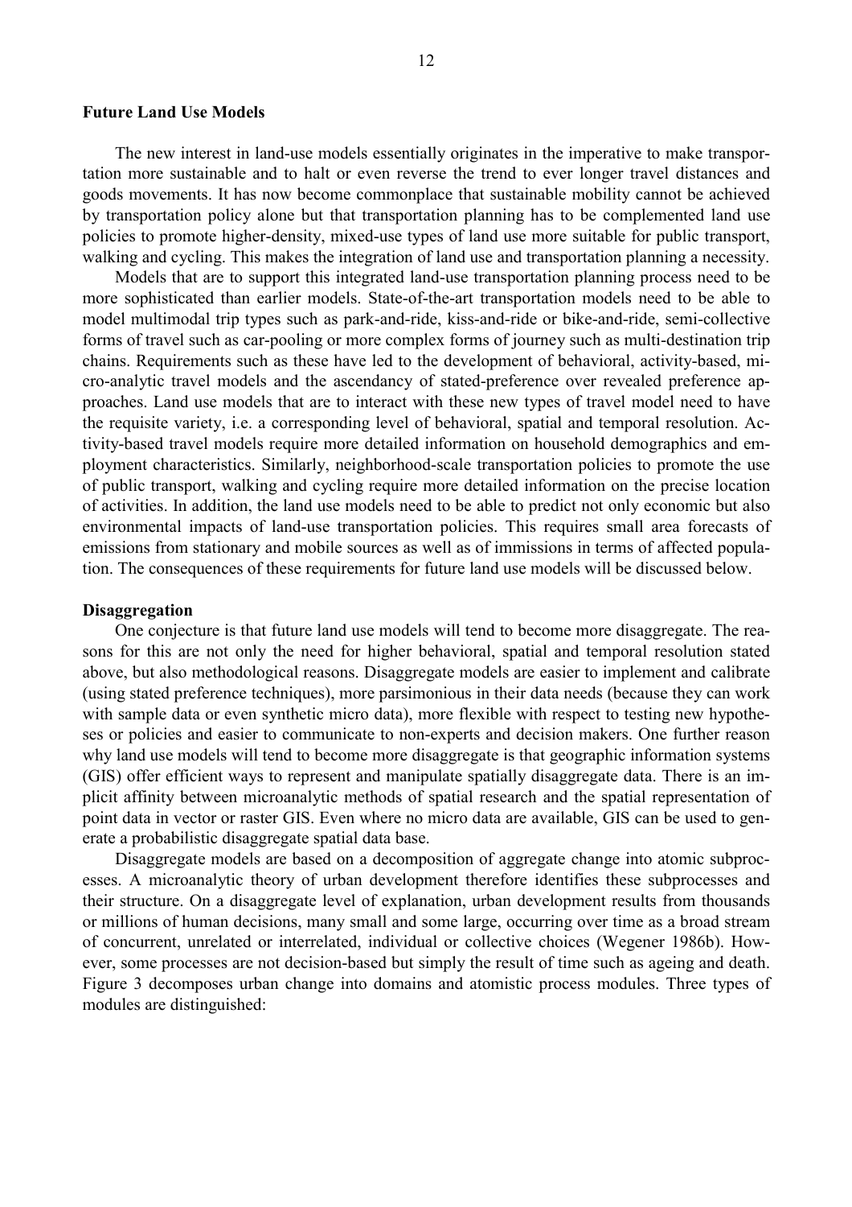## Future Land Use Models

The new interest in land-use models essentially originates in the imperative to make transportation more sustainable and to halt or even reverse the trend to ever longer travel distances and goods movements. It has now become commonplace that sustainable mobility cannot be achieved by transportation policy alone but that transportation planning has to be complemented land use policies to promote higher-density, mixed-use types of land use more suitable for public transport, walking and cycling. This makes the integration of land use and transportation planning a necessity.

Models that are to support this integrated land-use transportation planning process need to be more sophisticated than earlier models. State-of-the-art transportation models need to be able to model multimodal trip types such as park-and-ride, kiss-and-ride or bike-and-ride, semi-collective forms of travel such as car-pooling or more complex forms of journey such as multi-destination trip chains. Requirements such as these have led to the development of behavioral, activity-based, micro-analytic travel models and the ascendancy of stated-preference over revealed preference approaches. Land use models that are to interact with these new types of travel model need to have the requisite variety, i.e. a corresponding level of behavioral, spatial and temporal resolution. Activity-based travel models require more detailed information on household demographics and employment characteristics. Similarly, neighborhood-scale transportation policies to promote the use of public transport, walking and cycling require more detailed information on the precise location of activities. In addition, the land use models need to be able to predict not only economic but also environmental impacts of land-use transportation policies. This requires small area forecasts of emissions from stationary and mobile sources as well as of immissions in terms of affected population. The consequences of these requirements for future land use models will be discussed below.

### Disaggregation

One conjecture is that future land use models will tend to become more disaggregate. The reasons for this are not only the need for higher behavioral, spatial and temporal resolution stated above, but also methodological reasons. Disaggregate models are easier to implement and calibrate (using stated preference techniques), more parsimonious in their data needs (because they can work with sample data or even synthetic micro data), more flexible with respect to testing new hypotheses or policies and easier to communicate to non-experts and decision makers. One further reason why land use models will tend to become more disaggregate is that geographic information systems (GIS) offer efficient ways to represent and manipulate spatially disaggregate data. There is an implicit affinity between microanalytic methods of spatial research and the spatial representation of point data in vector or raster GIS. Even where no micro data are available, GIS can be used to generate a probabilistic disaggregate spatial data base.

Disaggregate models are based on a decomposition of aggregate change into atomic subprocesses. A microanalytic theory of urban development therefore identifies these subprocesses and their structure. On a disaggregate level of explanation, urban development results from thousands or millions of human decisions, many small and some large, occurring over time as a broad stream of concurrent, unrelated or interrelated, individual or collective choices (Wegener 1986b). However, some processes are not decision-based but simply the result of time such as ageing and death. Figure 3 decomposes urban change into domains and atomistic process modules. Three types of modules are distinguished: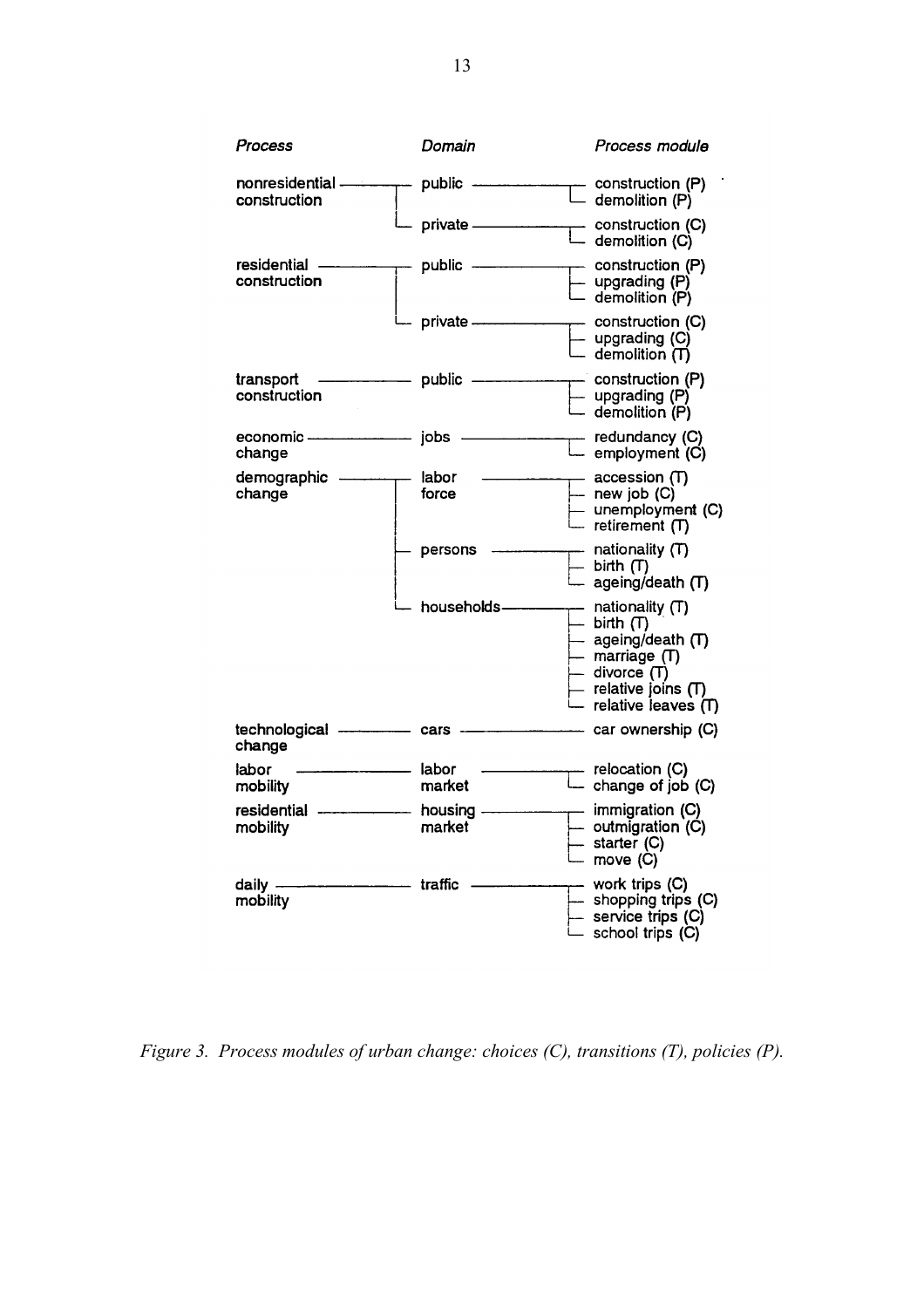| *Process* | *Domain* | *Process module* |
|---|---|---|
| nonresidential construction | public | construction (P) |
| | | demolition (P) |
| | private | construction (C) |
| | | demolition (C) |
| residential construction | public | construction (P) |
| | | upgrading (P) |
| | | demolition (P) |
| | private | construction (C) |
| | | upgrading (C) |
| | | demolition (T) |
| transport construction | public | construction (P) |
| | | upgrading (P) |
| | | demolition (P) |
| economic change | jobs | redundancy (C) |
| | | employment (C) |
| demographic change | labor force | accession (T) |
| | | new job (C) |
| | | unemployment (C) |
| | | retirement (T) |
| | persons | nationality (T) |
| | | birth (T) |
| | | ageing/death (T) |
| | households | nationality (T) |
| | | birth (T) |
| | | ageing/death (T) |
| | | marriage (T) |
| | | divorce (T) |
| | | relative joins (T) |
| | | relative leaves (T) |
| technological change | cars | car ownership (C) |
| labor mobility | labor market | relocation (C) |
| | | change of job (C) |
| residential mobility | housing market | immigration (C) |
| | | outmigration (C) |
| | | starter (C) |
| | | move (C) |
| daily mobility | traffic | work trips (C) |
| | | shopping trips (C) |
| | | service trips (C) |
| | | school trips (C) |

*Figure 3. Process modules of urban change: choices (C), transitions (T), policies (P).*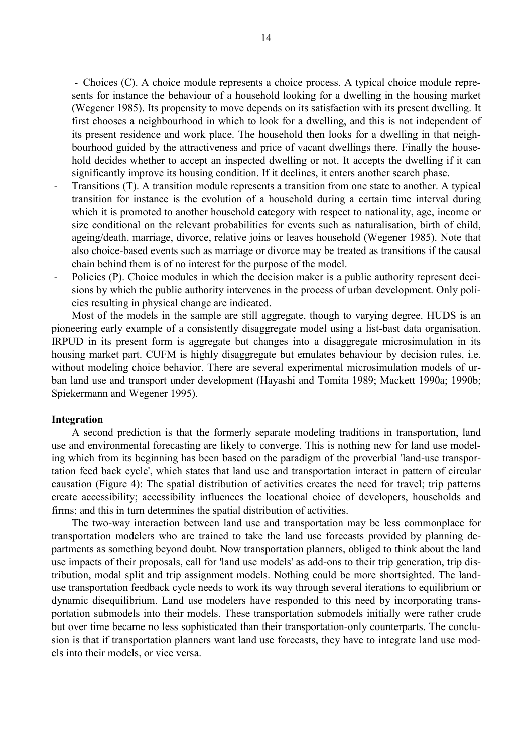- Choices (C). A choice module represents a choice process. A typical choice module represents for instance the behaviour of a household looking for a dwelling in the housing market (Wegener 1985). Its propensity to move depends on its satisfaction with its present dwelling. It first chooses a neighbourhood in which to look for a dwelling, and this is not independent of its present residence and work place. The household then looks for a dwelling in that neighbourhood guided by the attractiveness and price of vacant dwellings there. Finally the household decides whether to accept an inspected dwelling or not. It accepts the dwelling if it can significantly improve its housing condition. If it declines, it enters another search phase.
- Transitions (T). A transition module represents a transition from one state to another. A typical transition for instance is the evolution of a household during a certain time interval during which it is promoted to another household category with respect to nationality, age, income or size conditional on the relevant probabilities for events such as naturalisation, birth of child, ageing/death, marriage, divorce, relative joins or leaves household (Wegener 1985). Note that also choice-based events such as marriage or divorce may be treated as transitions if the causal chain behind them is of no interest for the purpose of the model.
- Policies (P). Choice modules in which the decision maker is a public authority represent decisions by which the public authority intervenes in the process of urban development. Only policies resulting in physical change are indicated.

Most of the models in the sample are still aggregate, though to varying degree. HUDS is an pioneering early example of a consistently disaggregate model using a list-bast data organisation. IRPUD in its present form is aggregate but changes into a disaggregate microsimulation in its housing market part. CUFM is highly disaggregate but emulates behaviour by decision rules, i.e. without modeling choice behavior. There are several experimental microsimulation models of urban land use and transport under development (Hayashi and Tomita 1989; Mackett 1990a; 1990b; Spiekermann and Wegener 1995).

**Integration**

A second prediction is that the formerly separate modeling traditions in transportation, land use and environmental forecasting are likely to converge. This is nothing new for land use modeling which from its beginning has been based on the paradigm of the proverbial 'land-use transportation feed back cycle', which states that land use and transportation interact in pattern of circular causation (Figure 4): The spatial distribution of activities creates the need for travel; trip patterns create accessibility; accessibility influences the locational choice of developers, households and firms; and this in turn determines the spatial distribution of activities.

The two-way interaction between land use and transportation may be less commonplace for transportation modelers who are trained to take the land use forecasts provided by planning departments as something beyond doubt. Now transportation planners, obliged to think about the land use impacts of their proposals, call for 'land use models' as add-ons to their trip generation, trip distribution, modal split and trip assignment models. Nothing could be more shortsighted. The land-use transportation feedback cycle needs to work its way through several iterations to equilibrium or dynamic disequilibrium. Land use modelers have responded to this need by incorporating transportation submodels into their models. These transportation submodels initially were rather crude but over time became no less sophisticated than their transportation-only counterparts. The conclusion is that if transportation planners want land use forecasts, they have to integrate land use models into their models, or vice versa.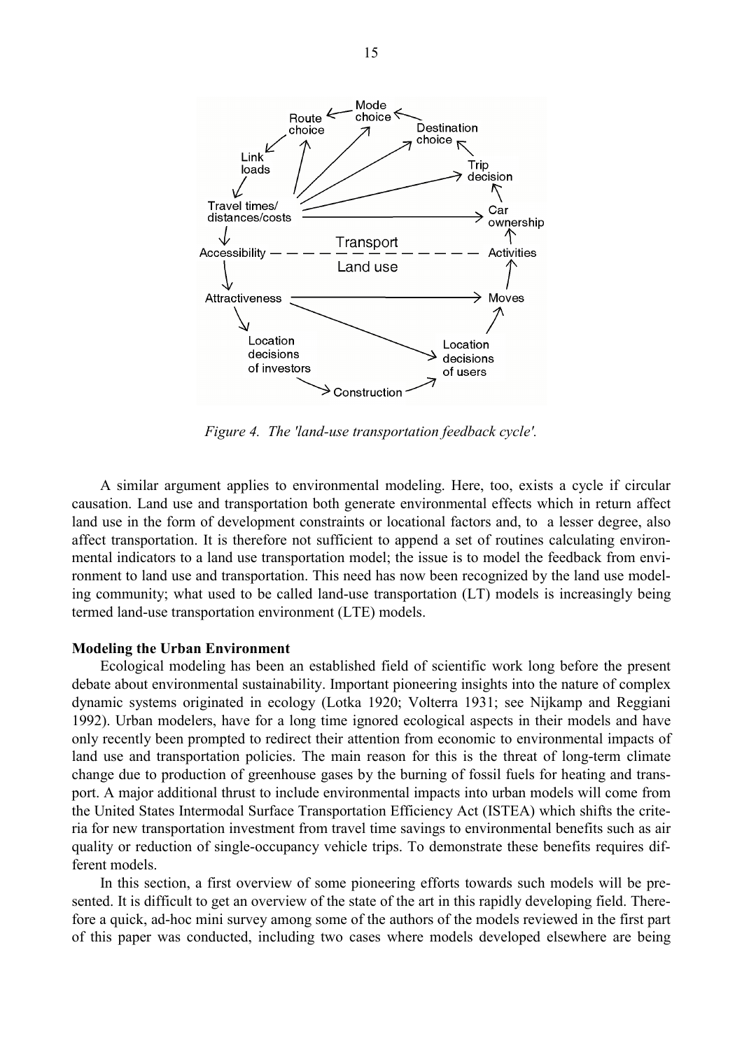*Figure 4. The 'land-use transportation feedback cycle'.*

A similar argument applies to environmental modeling. Here, too, exists a cycle if circular causation. Land use and transportation both generate environmental effects which in return affect land use in the form of development constraints or locational factors and, to a lesser degree, also affect transportation. It is therefore not sufficient to append a set of routines calculating environmental indicators to a land use transportation model; the issue is to model the feedback from environment to land use and transportation. This need has now been recognized by the land use modeling community; what used to be called land-use transportation (LT) models is increasingly being termed land-use transportation environment (LTE) models.

**Modeling the Urban Environment**

Ecological modeling has been an established field of scientific work long before the present debate about environmental sustainability. Important pioneering insights into the nature of complex dynamic systems originated in ecology (Lotka 1920; Volterra 1931; see Nijkamp and Reggiani 1992). Urban modelers, have for a long time ignored ecological aspects in their models and have only recently been prompted to redirect their attention from economic to environmental impacts of land use and transportation policies. The main reason for this is the threat of long-term climate change due to production of greenhouse gases by the burning of fossil fuels for heating and transport. A major additional thrust to include environmental impacts into urban models will come from the United States Intermodal Surface Transportation Efficiency Act (ISTEA) which shifts the criteria for new transportation investment from travel time savings to environmental benefits such as air quality or reduction of single-occupancy vehicle trips. To demonstrate these benefits requires different models.

In this section, a first overview of some pioneering efforts towards such models will be presented. It is difficult to get an overview of the state of the art in this rapidly developing field. Therefore a quick, ad-hoc mini survey among some of the authors of the models reviewed in the first part of this paper was conducted, including two cases where models developed elsewhere are being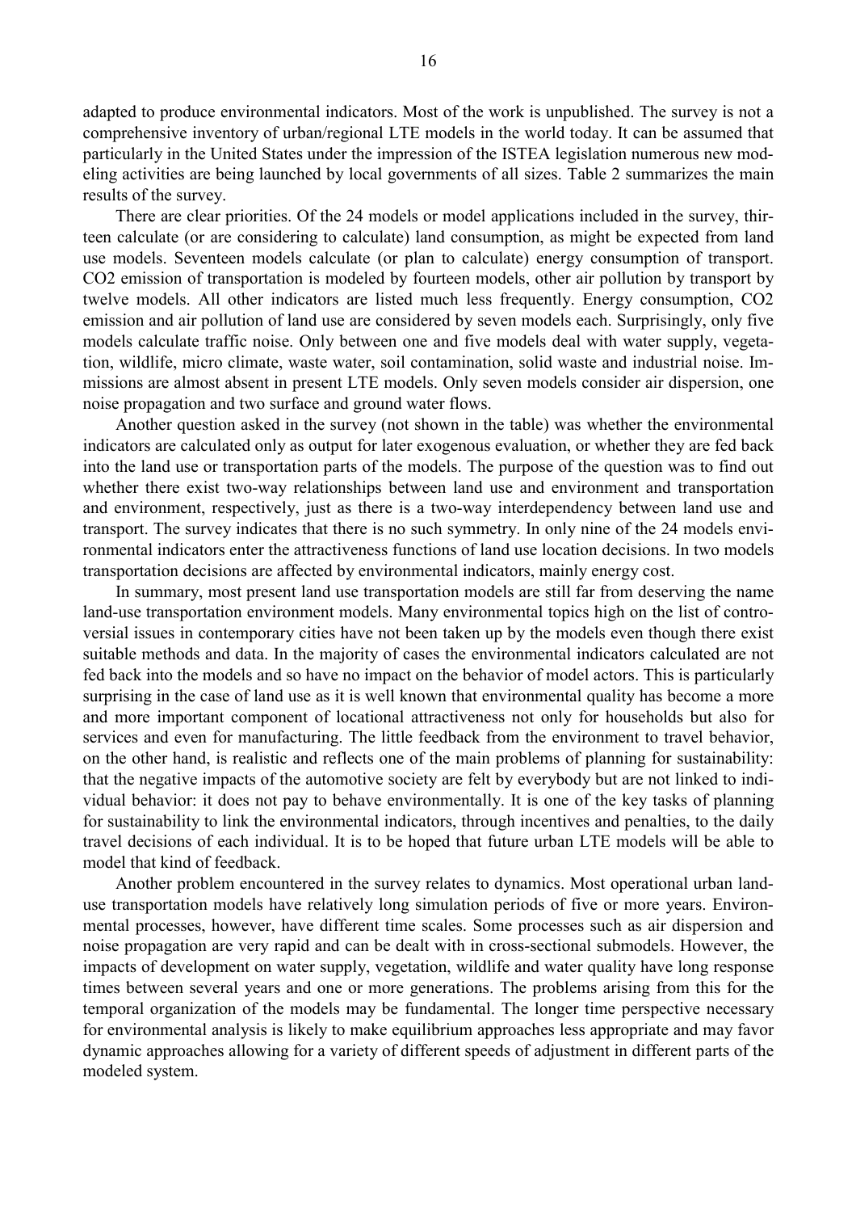adapted to produce environmental indicators. Most of the work is unpublished. The survey is not a comprehensive inventory of urban/regional LTE models in the world today. It can be assumed that particularly in the United States under the impression of the ISTEA legislation numerous new modeling activities are being launched by local governments of all sizes. Table 2 summarizes the main results of the survey.

There are clear priorities. Of the 24 models or model applications included in the survey, thirteen calculate (or are considering to calculate) land consumption, as might be expected from land use models. Seventeen models calculate (or plan to calculate) energy consumption of transport. $CO_2$ emission of transportation is modeled by fourteen models, other air pollution by transport by twelve models. All other indicators are listed much less frequently. Energy consumption, $CO_2$ emission and air pollution of land use are considered by seven models each. Surprisingly, only five models calculate traffic noise. Only between one and five models deal with water supply, vegetation, wildlife, micro climate, waste water, soil contamination, solid waste and industrial noise. Immissions are almost absent in present LTE models. Only seven models consider air dispersion, one noise propagation and two surface and ground water flows.

Another question asked in the survey (not shown in the table) was whether the environmental indicators are calculated only as output for later exogenous evaluation, or whether they are fed back into the land use or transportation parts of the models. The purpose of the question was to find out whether there exist two-way relationships between land use and environment and transportation and environment, respectively, just as there is a two-way interdependency between land use and transport. The survey indicates that there is no such symmetry. In only nine of the 24 models environmental indicators enter the attractiveness functions of land use location decisions. In two models transportation decisions are affected by environmental indicators, mainly energy cost.

In summary, most present land use transportation models are still far from deserving the name land-use transportation environment models. Many environmental topics high on the list of controversial issues in contemporary cities have not been taken up by the models even though there exist suitable methods and data. In the majority of cases the environmental indicators calculated are not fed back into the models and so have no impact on the behavior of model actors. This is particularly surprising in the case of land use as it is well known that environmental quality has become a more and more important component of locational attractiveness not only for households but also for services and even for manufacturing. The little feedback from the environment to travel behavior, on the other hand, is realistic and reflects one of the main problems of planning for sustainability: that the negative impacts of the automotive society are felt by everybody but are not linked to individual behavior: it does not pay to behave environmentally. It is one of the key tasks of planning for sustainability to link the environmental indicators, through incentives and penalties, to the daily travel decisions of each individual. It is to be hoped that future urban LTE models will be able to model that kind of feedback.

Another problem encountered in the survey relates to dynamics. Most operational urban land-use transportation models have relatively long simulation periods of five or more years. Environmental processes, however, have different time scales. Some processes such as air dispersion and noise propagation are very rapid and can be dealt with in cross-sectional submodels. However, the impacts of development on water supply, vegetation, wildlife and water quality have long response times between several years and one or more generations. The problems arising from this for the temporal organization of the models may be fundamental. The longer time perspective necessary for environmental analysis is likely to make equilibrium approaches less appropriate and may favor dynamic approaches allowing for a variety of different speeds of adjustment in different parts of the modeled system.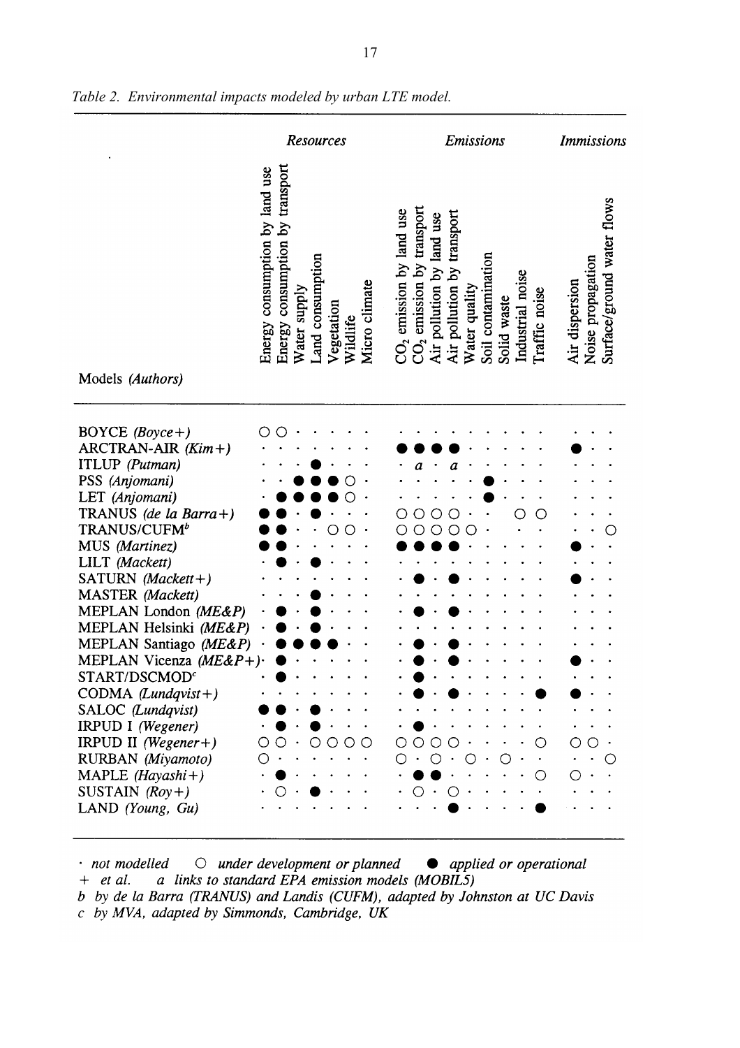*Table 2. Environmental impacts modeled by urban LTE model.*

| Models *(Authors)* | Resources | | | | | | | Emissions | | | | | | | | | Immissions | | |
|---|---|---|---|---|---|---|---|---|---|---|---|---|---|---|---|---|---|---|---|
| | Energy consumption by land use | Energy consumption by transport | Water supply | Land consumption | Vegetation | Wildlife | Micro climate | $CO_2$ emission by land use | $CO_2$ emission by transport | Air pollution by land use | Air pollution by transport | Water quality | Soil contamination | Solid waste | Industrial noise | Traffic noise | Air dispersion | Noise propagation | Surface/ground water flows |
| BOYCE *(Boyce+)* | ○ | ○ | · | · | · | · | · | · | · | · | · | · | · | · | · | · | · | · | · |
| ARCTRAN-AIR *(Kim+)* | · | · | · | · | · | · | · | ● | ● | ● | ● | · | · | · | · | · | ● | · | · |
| ITLUP *(Putman)* | · | · | · | ● | · | · | · | · | *a* | · | *a* | · | · | · | · | · | · | · | · |
| PSS *(Anjomani)* | · | · | ● | ● | ● | ○ | · | · | · | · | · | · | ● | · | · | · | · | · | · |
| LET *(Anjomani)* | · | ● | ● | ● | ● | ○ | · | · | · | · | · | · | ● | · | · | · | · | · | · |
| TRANUS *(de la Barra+)* | ● | ● | · | ● | · | · | · | ○ | ○ | ○ | ○ | · | · | · | ○ | ○ | · | · | · |
| TRANUS/CUFM[b] | ● | ● | · | · | ○ | ○ | · | ○ | ○ | ○ | ○ | ○ | ○ | · | · | · | · | · | ○ |
| MUS *(Martinez)* | ● | ● | · | · | · | · | · | ● | ● | ● | ● | · | · | · | · | · | ● | · | · |
| LILT *(Mackett)* | · | ● | · | ● | · | · | · | · | · | · | · | · | · | · | · | · | · | · | · |
| SATURN *(Mackett+)* | · | · | · | · | · | · | · | · | ● | · | ● | · | · | · | · | · | ● | · | · |
| MASTER *(Mackett)* | · | · | · | ● | · | · | · | · | · | · | · | · | · | · | · | · | · | · | · |
| MEPLAN London *(ME&P)* | · | ● | · | ● | · | · | · | · | ● | · | ● | · | · | · | · | · | · | · | · |
| MEPLAN Helsinki *(ME&P)* | · | ● | · | ● | · | · | · | · | · | · | · | · | · | · | · | · | · | · | · |
| MEPLAN Santiago *(ME&P)* | · | ● | ● | ● | ● | · | · | · | ● | · | ● | · | · | · | · | · | · | · | · |
| MEPLAN Vicenza *(ME&P+)* | · | ● | · | · | · | · | · | · | ● | · | ● | · | · | · | · | · | ● | · | · |
| START/DSCMOD[c] | · | ● | · | · | · | · | · | · | ● | · | · | · | · | · | · | · | · | · | · |
| CODMA *(Lundqvist+)* | · | · | · | · | · | · | · | · | ● | · | ● | · | · | · | · | ● | ● | · | · |
| SALOC *(Lundqvist)* | ● | ● | · | ● | · | · | · | · | · | · | · | · | · | · | · | · | · | · | · |
| IRPUD I *(Wegener)* | · | ● | · | ● | · | · | · | · | ● | · | · | · | · | · | · | · | · | · | · |
| IRPUD II *(Wegener+)* | ○ | ○ | · | ○ | ○ | ○ | ○ | ○ | ○ | ○ | ○ | · | · | · | · | ○ | ○ | ○ | · |
| RURBAN *(Miyamoto)* | ○ | · | · | · | · | · | · | ○ | · | ○ | · | ○ | · | ○ | · | · | · | · | ○ |
| MAPLE *(Hayashi+)* | · | ● | · | · | · | · | · | · | ● | ● | · | · | · | · | · | ○ | ○ | · | · |
| SUSTAIN *(Roy+)* | · | ○ | · | ● | · | · | · | · | ○ | · | ○ | · | · | · | · | · | · | · | · |
| LAND *(Young, Gu)* | · | · | · | · | · | · | · | · | · | · | ● | · | · | · | · | ● | · | · | · |

*· not modelled ○ under development or planned ● applied or operational*
*+ et al. a links to standard EPA emission models (MOBIL5)*
*b by de la Barra (TRANUS) and Landis (CUFM), adapted by Johnston at UC Davis*
*c by MVA, adapted by Simmonds, Cambridge, UK*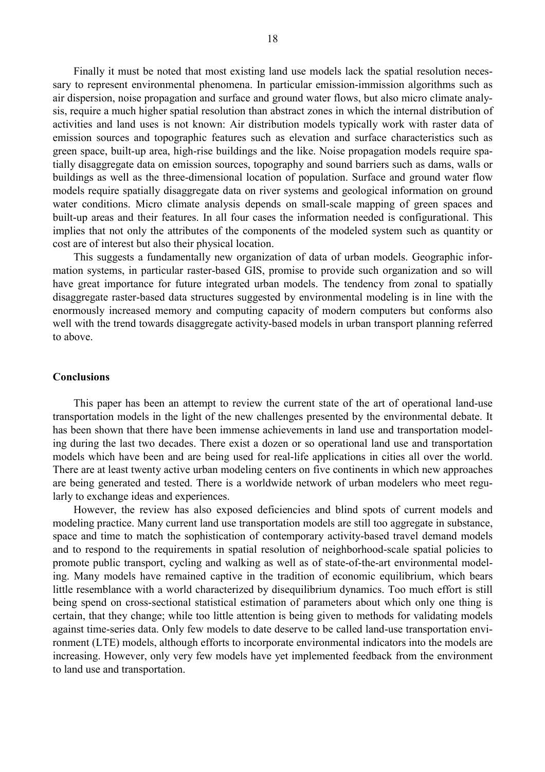Finally it must be noted that most existing land use models lack the spatial resolution necessary to represent environmental phenomena. In particular emission-immission algorithms such as air dispersion, noise propagation and surface and ground water flows, but also micro climate analysis, require a much higher spatial resolution than abstract zones in which the internal distribution of activities and land uses is not known: Air distribution models typically work with raster data of emission sources and topographic features such as elevation and surface characteristics such as green space, built-up area, high-rise buildings and the like. Noise propagation models require spatially disaggregate data on emission sources, topography and sound barriers such as dams, walls or buildings as well as the three-dimensional location of population. Surface and ground water flow models require spatially disaggregate data on river systems and geological information on ground water conditions. Micro climate analysis depends on small-scale mapping of green spaces and built-up areas and their features. In all four cases the information needed is configurational. This implies that not only the attributes of the components of the modeled system such as quantity or cost are of interest but also their physical location.

This suggests a fundamentally new organization of data of urban models. Geographic information systems, in particular raster-based GIS, promise to provide such organization and so will have great importance for future integrated urban models. The tendency from zonal to spatially disaggregate raster-based data structures suggested by environmental modeling is in line with the enormously increased memory and computing capacity of modern computers but conforms also well with the trend towards disaggregate activity-based models in urban transport planning referred to above.

## Conclusions

This paper has been an attempt to review the current state of the art of operational land-use transportation models in the light of the new challenges presented by the environmental debate. It has been shown that there have been immense achievements in land use and transportation modeling during the last two decades. There exist a dozen or so operational land use and transportation models which have been and are being used for real-life applications in cities all over the world. There are at least twenty active urban modeling centers on five continents in which new approaches are being generated and tested. There is a worldwide network of urban modelers who meet regularly to exchange ideas and experiences.

However, the review has also exposed deficiencies and blind spots of current models and modeling practice. Many current land use transportation models are still too aggregate in substance, space and time to match the sophistication of contemporary activity-based travel demand models and to respond to the requirements in spatial resolution of neighborhood-scale spatial policies to promote public transport, cycling and walking as well as of state-of-the-art environmental modeling. Many models have remained captive in the tradition of economic equilibrium, which bears little resemblance with a world characterized by disequilibrium dynamics. Too much effort is still being spend on cross-sectional statistical estimation of parameters about which only one thing is certain, that they change; while too little attention is being given to methods for validating models against time-series data. Only few models to date deserve to be called land-use transportation environment (LTE) models, although efforts to incorporate environmental indicators into the models are increasing. However, only very few models have yet implemented feedback from the environment to land use and transportation.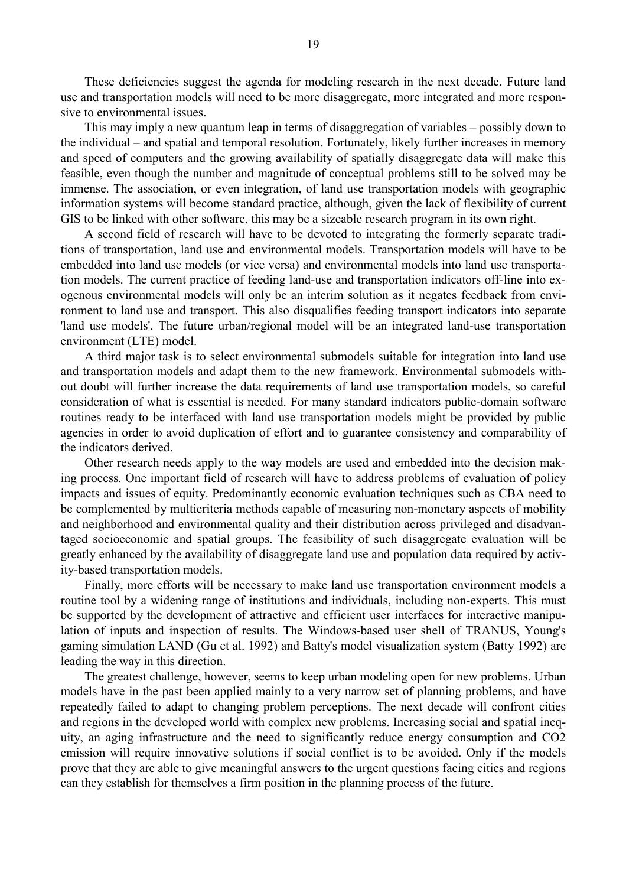These deficiencies suggest the agenda for modeling research in the next decade. Future land use and transportation models will need to be more disaggregate, more integrated and more responsive to environmental issues.

This may imply a new quantum leap in terms of disaggregation of variables – possibly down to the individual – and spatial and temporal resolution. Fortunately, likely further increases in memory and speed of computers and the growing availability of spatially disaggregate data will make this feasible, even though the number and magnitude of conceptual problems still to be solved may be immense. The association, or even integration, of land use transportation models with geographic information systems will become standard practice, although, given the lack of flexibility of current GIS to be linked with other software, this may be a sizeable research program in its own right.

A second field of research will have to be devoted to integrating the formerly separate traditions of transportation, land use and environmental models. Transportation models will have to be embedded into land use models (or vice versa) and environmental models into land use transportation models. The current practice of feeding land-use and transportation indicators off-line into exogenous environmental models will only be an interim solution as it negates feedback from environment to land use and transport. This also disqualifies feeding transport indicators into separate 'land use models'. The future urban/regional model will be an integrated land-use transportation environment (LTE) model.

A third major task is to select environmental submodels suitable for integration into land use and transportation models and adapt them to the new framework. Environmental submodels without doubt will further increase the data requirements of land use transportation models, so careful consideration of what is essential is needed. For many standard indicators public-domain software routines ready to be interfaced with land use transportation models might be provided by public agencies in order to avoid duplication of effort and to guarantee consistency and comparability of the indicators derived.

Other research needs apply to the way models are used and embedded into the decision making process. One important field of research will have to address problems of evaluation of policy impacts and issues of equity. Predominantly economic evaluation techniques such as CBA need to be complemented by multicriteria methods capable of measuring non-monetary aspects of mobility and neighborhood and environmental quality and their distribution across privileged and disadvantaged socioeconomic and spatial groups. The feasibility of such disaggregate evaluation will be greatly enhanced by the availability of disaggregate land use and population data required by activity-based transportation models.

Finally, more efforts will be necessary to make land use transportation environment models a routine tool by a widening range of institutions and individuals, including non-experts. This must be supported by the development of attractive and efficient user interfaces for interactive manipulation of inputs and inspection of results. The Windows-based user shell of TRANUS, Young's gaming simulation LAND (Gu et al. 1992) and Batty's model visualization system (Batty 1992) are leading the way in this direction.

The greatest challenge, however, seems to keep urban modeling open for new problems. Urban models have in the past been applied mainly to a very narrow set of planning problems, and have repeatedly failed to adapt to changing problem perceptions. The next decade will confront cities and regions in the developed world with complex new problems. Increasing social and spatial inequity, an aging infrastructure and the need to significantly reduce energy consumption and $CO_2$ emission will require innovative solutions if social conflict is to be avoided. Only if the models prove that they are able to give meaningful answers to the urgent questions facing cities and regions can they establish for themselves a firm position in the planning process of the future.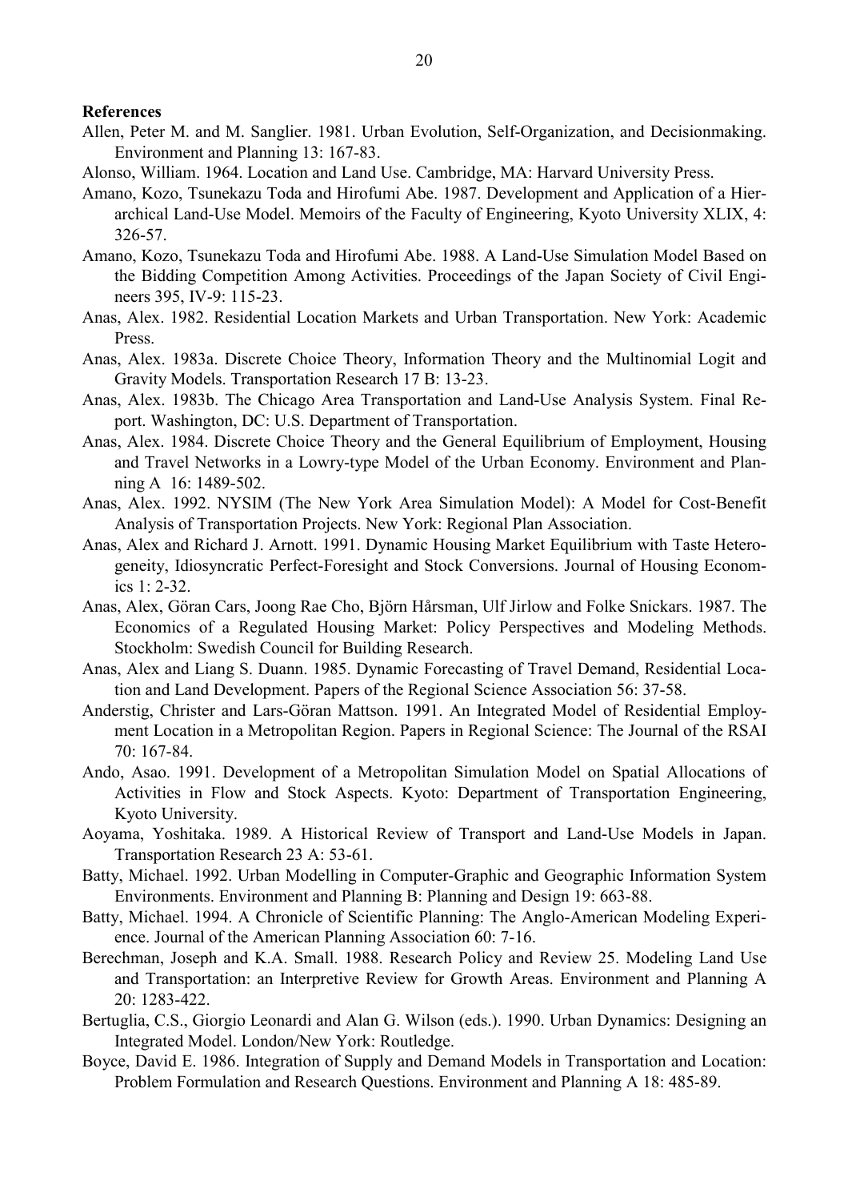**References**

Allen, Peter M. and M. Sanglier. 1981. Urban Evolution, Self-Organization, and Decisionmaking. Environment and Planning 13: 167-83.

Alonso, William. 1964. Location and Land Use. Cambridge, MA: Harvard University Press.

Amano, Kozo, Tsunekazu Toda and Hirofumi Abe. 1987. Development and Application of a Hierarchical Land-Use Model. Memoirs of the Faculty of Engineering, Kyoto University XLIX, 4: 326-57.

Amano, Kozo, Tsunekazu Toda and Hirofumi Abe. 1988. A Land-Use Simulation Model Based on the Bidding Competition Among Activities. Proceedings of the Japan Society of Civil Engineers 395, IV-9: 115-23.

Anas, Alex. 1982. Residential Location Markets and Urban Transportation. New York: Academic Press.

Anas, Alex. 1983a. Discrete Choice Theory, Information Theory and the Multinomial Logit and Gravity Models. Transportation Research 17 B: 13-23.

Anas, Alex. 1983b. The Chicago Area Transportation and Land-Use Analysis System. Final Report. Washington, DC: U.S. Department of Transportation.

Anas, Alex. 1984. Discrete Choice Theory and the General Equilibrium of Employment, Housing and Travel Networks in a Lowry-type Model of the Urban Economy. Environment and Planning A 16: 1489-502.

Anas, Alex. 1992. NYSIM (The New York Area Simulation Model): A Model for Cost-Benefit Analysis of Transportation Projects. New York: Regional Plan Association.

Anas, Alex and Richard J. Arnott. 1991. Dynamic Housing Market Equilibrium with Taste Heterogeneity, Idiosyncratic Perfect-Foresight and Stock Conversions. Journal of Housing Economics 1: 2-32.

Anas, Alex, Göran Cars, Joong Rae Cho, Björn Hårsman, Ulf Jirlow and Folke Snickars. 1987. The Economics of a Regulated Housing Market: Policy Perspectives and Modeling Methods. Stockholm: Swedish Council for Building Research.

Anas, Alex and Liang S. Duann. 1985. Dynamic Forecasting of Travel Demand, Residential Location and Land Development. Papers of the Regional Science Association 56: 37-58.

Anderstig, Christer and Lars-Göran Mattson. 1991. An Integrated Model of Residential Employment Location in a Metropolitan Region. Papers in Regional Science: The Journal of the RSAI 70: 167-84.

Ando, Asao. 1991. Development of a Metropolitan Simulation Model on Spatial Allocations of Activities in Flow and Stock Aspects. Kyoto: Department of Transportation Engineering, Kyoto University.

Aoyama, Yoshitaka. 1989. A Historical Review of Transport and Land-Use Models in Japan. Transportation Research 23 A: 53-61.

Batty, Michael. 1992. Urban Modelling in Computer-Graphic and Geographic Information System Environments. Environment and Planning B: Planning and Design 19: 663-88.

Batty, Michael. 1994. A Chronicle of Scientific Planning: The Anglo-American Modeling Experience. Journal of the American Planning Association 60: 7-16.

Berechman, Joseph and K.A. Small. 1988. Research Policy and Review 25. Modeling Land Use and Transportation: an Interpretive Review for Growth Areas. Environment and Planning A 20: 1283-422.

Bertuglia, C.S., Giorgio Leonardi and Alan G. Wilson (eds.). 1990. Urban Dynamics: Designing an Integrated Model. London/New York: Routledge.

Boyce, David E. 1986. Integration of Supply and Demand Models in Transportation and Location: Problem Formulation and Research Questions. Environment and Planning A 18: 485-89.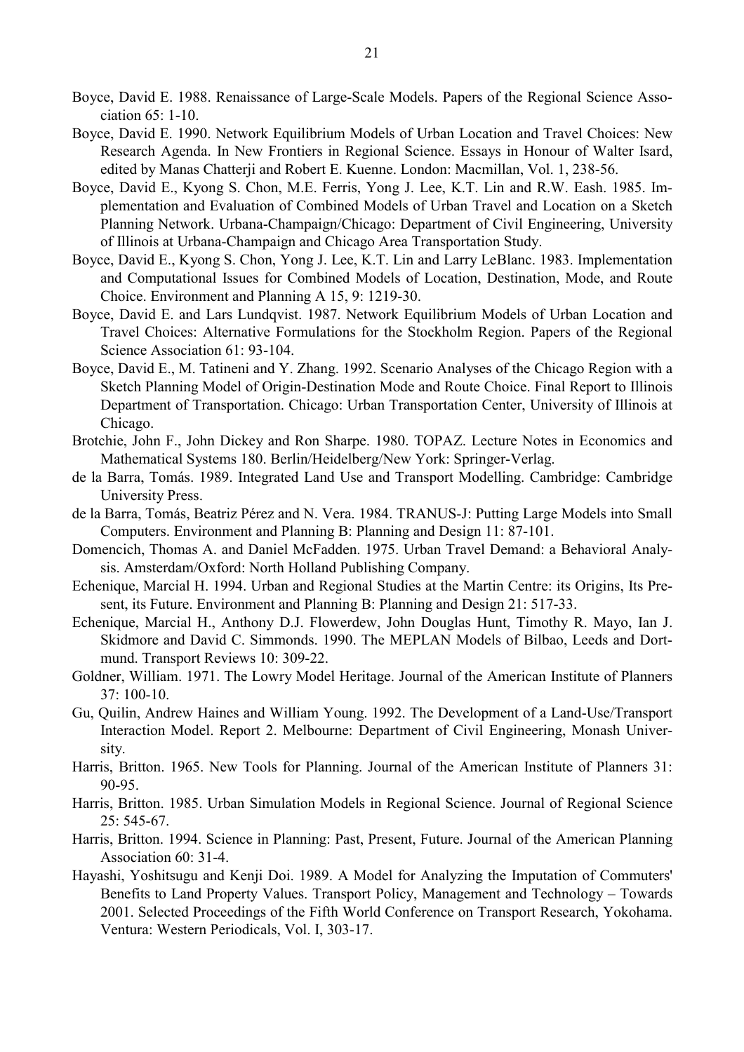Boyce, David E. 1988. Renaissance of Large-Scale Models. Papers of the Regional Science Association 65: 1-10.

Boyce, David E. 1990. Network Equilibrium Models of Urban Location and Travel Choices: New Research Agenda. In New Frontiers in Regional Science. Essays in Honour of Walter Isard, edited by Manas Chatterji and Robert E. Kuenne. London: Macmillan, Vol. 1, 238-56.

Boyce, David E., Kyong S. Chon, M.E. Ferris, Yong J. Lee, K.T. Lin and R.W. Eash. 1985. Implementation and Evaluation of Combined Models of Urban Travel and Location on a Sketch Planning Network. Urbana-Champaign/Chicago: Department of Civil Engineering, University of Illinois at Urbana-Champaign and Chicago Area Transportation Study.

Boyce, David E., Kyong S. Chon, Yong J. Lee, K.T. Lin and Larry LeBlanc. 1983. Implementation and Computational Issues for Combined Models of Location, Destination, Mode, and Route Choice. Environment and Planning A 15, 9: 1219-30.

Boyce, David E. and Lars Lundqvist. 1987. Network Equilibrium Models of Urban Location and Travel Choices: Alternative Formulations for the Stockholm Region. Papers of the Regional Science Association 61: 93-104.

Boyce, David E., M. Tatineni and Y. Zhang. 1992. Scenario Analyses of the Chicago Region with a Sketch Planning Model of Origin-Destination Mode and Route Choice. Final Report to Illinois Department of Transportation. Chicago: Urban Transportation Center, University of Illinois at Chicago.

Brotchie, John F., John Dickey and Ron Sharpe. 1980. TOPAZ. Lecture Notes in Economics and Mathematical Systems 180. Berlin/Heidelberg/New York: Springer-Verlag.

de la Barra, Tomás. 1989. Integrated Land Use and Transport Modelling. Cambridge: Cambridge University Press.

de la Barra, Tomás, Beatriz Pérez and N. Vera. 1984. TRANUS-J: Putting Large Models into Small Computers. Environment and Planning B: Planning and Design 11: 87-101.

Domencich, Thomas A. and Daniel McFadden. 1975. Urban Travel Demand: a Behavioral Analysis. Amsterdam/Oxford: North Holland Publishing Company.

Echenique, Marcial H. 1994. Urban and Regional Studies at the Martin Centre: its Origins, Its Present, its Future. Environment and Planning B: Planning and Design 21: 517-33.

Echenique, Marcial H., Anthony D.J. Flowerdew, John Douglas Hunt, Timothy R. Mayo, Ian J. Skidmore and David C. Simmonds. 1990. The MEPLAN Models of Bilbao, Leeds and Dortmund. Transport Reviews 10: 309-22.

Goldner, William. 1971. The Lowry Model Heritage. Journal of the American Institute of Planners 37: 100-10.

Gu, Quilin, Andrew Haines and William Young. 1992. The Development of a Land-Use/Transport Interaction Model. Report 2. Melbourne: Department of Civil Engineering, Monash University.

Harris, Britton. 1965. New Tools for Planning. Journal of the American Institute of Planners 31: 90-95.

Harris, Britton. 1985. Urban Simulation Models in Regional Science. Journal of Regional Science 25: 545-67.

Harris, Britton. 1994. Science in Planning: Past, Present, Future. Journal of the American Planning Association 60: 31-4.

Hayashi, Yoshitsugu and Kenji Doi. 1989. A Model for Analyzing the Imputation of Commuters' Benefits to Land Property Values. Transport Policy, Management and Technology – Towards 2001. Selected Proceedings of the Fifth World Conference on Transport Research, Yokohama. Ventura: Western Periodicals, Vol. I, 303-17.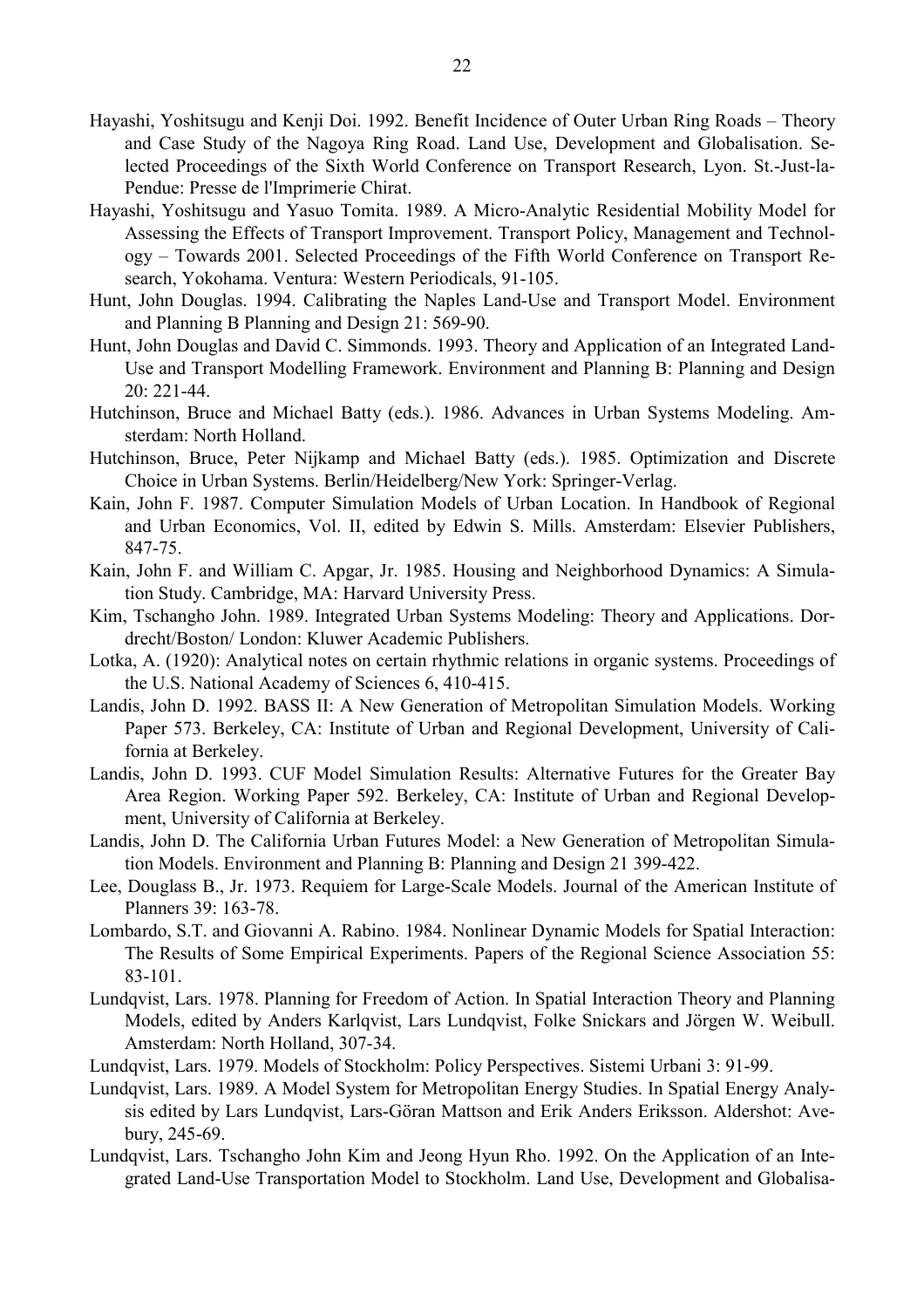Hayashi, Yoshitsugu and Kenji Doi. 1992. Benefit Incidence of Outer Urban Ring Roads – Theory and Case Study of the Nagoya Ring Road. Land Use, Development and Globalisation. Selected Proceedings of the Sixth World Conference on Transport Research, Lyon. St.-Just-la-Pendue: Presse de l'Imprimerie Chirat.

Hayashi, Yoshitsugu and Yasuo Tomita. 1989. A Micro-Analytic Residential Mobility Model for Assessing the Effects of Transport Improvement. Transport Policy, Management and Technology – Towards 2001. Selected Proceedings of the Fifth World Conference on Transport Research, Yokohama. Ventura: Western Periodicals, 91-105.

Hunt, John Douglas. 1994. Calibrating the Naples Land-Use and Transport Model. Environment and Planning B Planning and Design 21: 569-90.

Hunt, John Douglas and David C. Simmonds. 1993. Theory and Application of an Integrated Land-Use and Transport Modelling Framework. Environment and Planning B: Planning and Design 20: 221-44.

Hutchinson, Bruce and Michael Batty (eds.). 1986. Advances in Urban Systems Modeling. Amsterdam: North Holland.

Hutchinson, Bruce, Peter Nijkamp and Michael Batty (eds.). 1985. Optimization and Discrete Choice in Urban Systems. Berlin/Heidelberg/New York: Springer-Verlag.

Kain, John F. 1987. Computer Simulation Models of Urban Location. In Handbook of Regional and Urban Economics, Vol. II, edited by Edwin S. Mills. Amsterdam: Elsevier Publishers, 847-75.

Kain, John F. and William C. Apgar, Jr. 1985. Housing and Neighborhood Dynamics: A Simulation Study. Cambridge, MA: Harvard University Press.

Kim, Tschangho John. 1989. Integrated Urban Systems Modeling: Theory and Applications. Dordrecht/Boston/ London: Kluwer Academic Publishers.

Lotka, A. (1920): Analytical notes on certain rhythmic relations in organic systems. Proceedings of the U.S. National Academy of Sciences 6, 410-415.

Landis, John D. 1992. BASS II: A New Generation of Metropolitan Simulation Models. Working Paper 573. Berkeley, CA: Institute of Urban and Regional Development, University of California at Berkeley.

Landis, John D. 1993. CUF Model Simulation Results: Alternative Futures for the Greater Bay Area Region. Working Paper 592. Berkeley, CA: Institute of Urban and Regional Development, University of California at Berkeley.

Landis, John D. The California Urban Futures Model: a New Generation of Metropolitan Simulation Models. Environment and Planning B: Planning and Design 21 399-422.

Lee, Douglass B., Jr. 1973. Requiem for Large-Scale Models. Journal of the American Institute of Planners 39: 163-78.

Lombardo, S.T. and Giovanni A. Rabino. 1984. Nonlinear Dynamic Models for Spatial Interaction: The Results of Some Empirical Experiments. Papers of the Regional Science Association 55: 83-101.

Lundqvist, Lars. 1978. Planning for Freedom of Action. In Spatial Interaction Theory and Planning Models, edited by Anders Karlqvist, Lars Lundqvist, Folke Snickars and Jörgen W. Weibull. Amsterdam: North Holland, 307-34.

Lundqvist, Lars. 1979. Models of Stockholm: Policy Perspectives. Sistemi Urbani 3: 91-99.

Lundqvist, Lars. 1989. A Model System for Metropolitan Energy Studies. In Spatial Energy Analysis edited by Lars Lundqvist, Lars-Göran Mattson and Erik Anders Eriksson. Aldershot: Avebury, 245-69.

Lundqvist, Lars. Tschangho John Kim and Jeong Hyun Rho. 1992. On the Application of an Integrated Land-Use Transportation Model to Stockholm. Land Use, Development and Globalisa-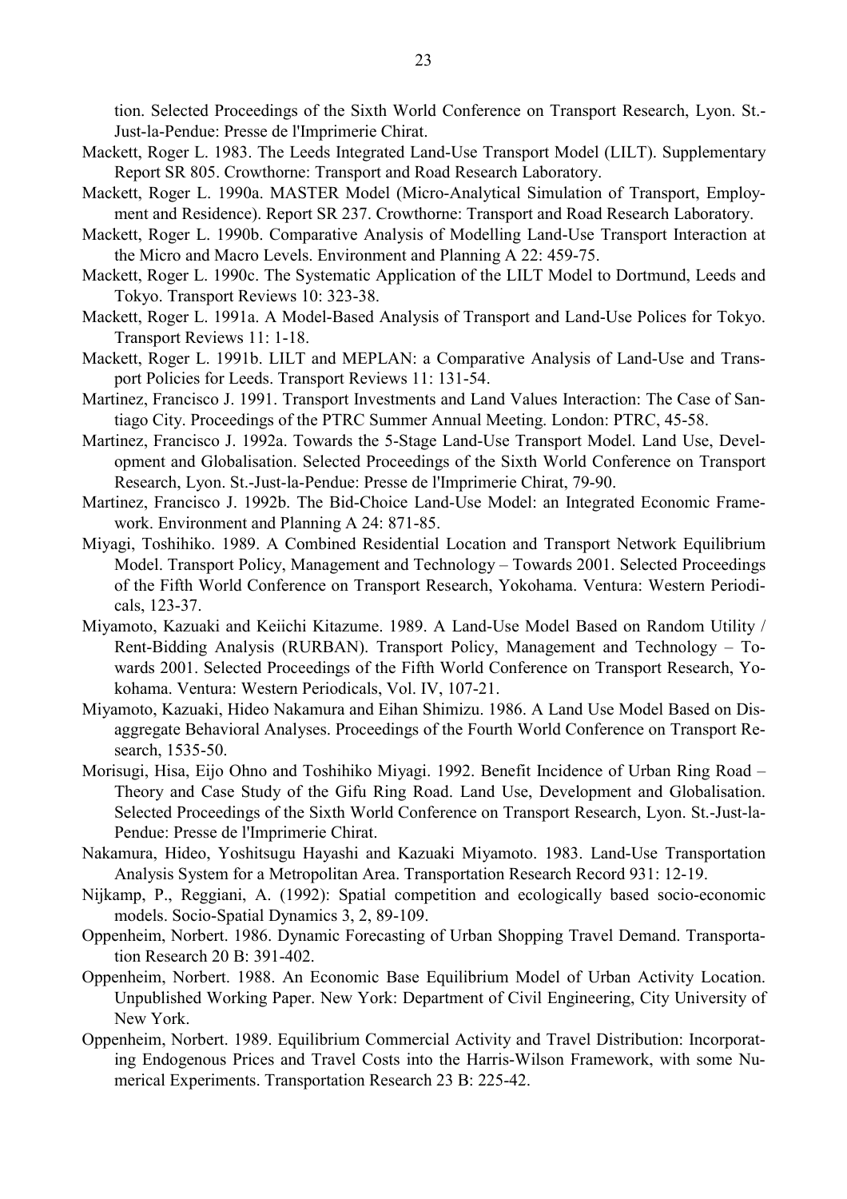tion. Selected Proceedings of the Sixth World Conference on Transport Research, Lyon. St.-Just-la-Pendue: Presse de l'Imprimerie Chirat.

Mackett, Roger L. 1983. The Leeds Integrated Land-Use Transport Model (LILT). Supplementary Report SR 805. Crowthorne: Transport and Road Research Laboratory.

Mackett, Roger L. 1990a. MASTER Model (Micro-Analytical Simulation of Transport, Employment and Residence). Report SR 237. Crowthorne: Transport and Road Research Laboratory.

Mackett, Roger L. 1990b. Comparative Analysis of Modelling Land-Use Transport Interaction at the Micro and Macro Levels. Environment and Planning A 22: 459-75.

Mackett, Roger L. 1990c. The Systematic Application of the LILT Model to Dortmund, Leeds and Tokyo. Transport Reviews 10: 323-38.

Mackett, Roger L. 1991a. A Model-Based Analysis of Transport and Land-Use Polices for Tokyo. Transport Reviews 11: 1-18.

Mackett, Roger L. 1991b. LILT and MEPLAN: a Comparative Analysis of Land-Use and Transport Policies for Leeds. Transport Reviews 11: 131-54.

Martinez, Francisco J. 1991. Transport Investments and Land Values Interaction: The Case of Santiago City. Proceedings of the PTRC Summer Annual Meeting. London: PTRC, 45-58.

Martinez, Francisco J. 1992a. Towards the 5-Stage Land-Use Transport Model. Land Use, Development and Globalisation. Selected Proceedings of the Sixth World Conference on Transport Research, Lyon. St.-Just-la-Pendue: Presse de l'Imprimerie Chirat, 79-90.

Martinez, Francisco J. 1992b. The Bid-Choice Land-Use Model: an Integrated Economic Framework. Environment and Planning A 24: 871-85.

Miyagi, Toshihiko. 1989. A Combined Residential Location and Transport Network Equilibrium Model. Transport Policy, Management and Technology – Towards 2001. Selected Proceedings of the Fifth World Conference on Transport Research, Yokohama. Ventura: Western Periodicals, 123-37.

Miyamoto, Kazuaki and Keiichi Kitazume. 1989. A Land-Use Model Based on Random Utility / Rent-Bidding Analysis (RURBAN). Transport Policy, Management and Technology – Towards 2001. Selected Proceedings of the Fifth World Conference on Transport Research, Yokohama. Ventura: Western Periodicals, Vol. IV, 107-21.

Miyamoto, Kazuaki, Hideo Nakamura and Eihan Shimizu. 1986. A Land Use Model Based on Disaggregate Behavioral Analyses. Proceedings of the Fourth World Conference on Transport Research, 1535-50.

Morisugi, Hisa, Eijo Ohno and Toshihiko Miyagi. 1992. Benefit Incidence of Urban Ring Road – Theory and Case Study of the Gifu Ring Road. Land Use, Development and Globalisation. Selected Proceedings of the Sixth World Conference on Transport Research, Lyon. St.-Just-la-Pendue: Presse de l'Imprimerie Chirat.

Nakamura, Hideo, Yoshitsugu Hayashi and Kazuaki Miyamoto. 1983. Land-Use Transportation Analysis System for a Metropolitan Area. Transportation Research Record 931: 12-19.

Nijkamp, P., Reggiani, A. (1992): Spatial competition and ecologically based socio-economic models. Socio-Spatial Dynamics 3, 2, 89-109.

Oppenheim, Norbert. 1986. Dynamic Forecasting of Urban Shopping Travel Demand. Transportation Research 20 B: 391-402.

Oppenheim, Norbert. 1988. An Economic Base Equilibrium Model of Urban Activity Location. Unpublished Working Paper. New York: Department of Civil Engineering, City University of New York.

Oppenheim, Norbert. 1989. Equilibrium Commercial Activity and Travel Distribution: Incorporating Endogenous Prices and Travel Costs into the Harris-Wilson Framework, with some Numerical Experiments. Transportation Research 23 B: 225-42.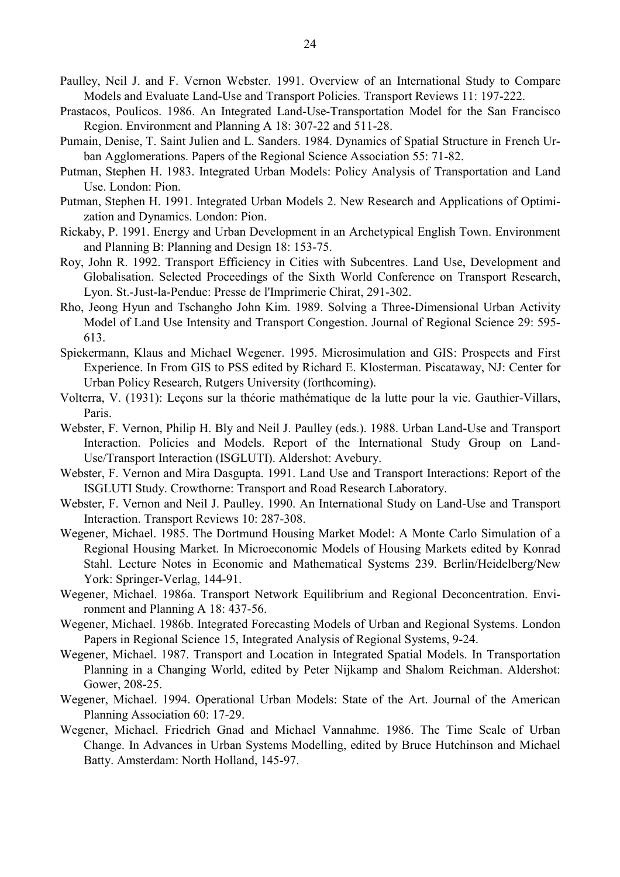Paulley, Neil J. and F. Vernon Webster. 1991. Overview of an International Study to Compare Models and Evaluate Land-Use and Transport Policies. Transport Reviews 11: 197-222.

Prastacos, Poulicos. 1986. An Integrated Land-Use-Transportation Model for the San Francisco Region. Environment and Planning A 18: 307-22 and 511-28.

Pumain, Denise, T. Saint Julien and L. Sanders. 1984. Dynamics of Spatial Structure in French Urban Agglomerations. Papers of the Regional Science Association 55: 71-82.

Putman, Stephen H. 1983. Integrated Urban Models: Policy Analysis of Transportation and Land Use. London: Pion.

Putman, Stephen H. 1991. Integrated Urban Models 2. New Research and Applications of Optimization and Dynamics. London: Pion.

Rickaby, P. 1991. Energy and Urban Development in an Archetypical English Town. Environment and Planning B: Planning and Design 18: 153-75.

Roy, John R. 1992. Transport Efficiency in Cities with Subcentres. Land Use, Development and Globalisation. Selected Proceedings of the Sixth World Conference on Transport Research, Lyon. St.-Just-la-Pendue: Presse de l'Imprimerie Chirat, 291-302.

Rho, Jeong Hyun and Tschangho John Kim. 1989. Solving a Three-Dimensional Urban Activity Model of Land Use Intensity and Transport Congestion. Journal of Regional Science 29: 595-613.

Spiekermann, Klaus and Michael Wegener. 1995. Microsimulation and GIS: Prospects and First Experience. In From GIS to PSS edited by Richard E. Klosterman. Piscataway, NJ: Center for Urban Policy Research, Rutgers University (forthcoming).

Volterra, V. (1931): Leçons sur la théorie mathématique de la lutte pour la vie. Gauthier-Villars, Paris.

Webster, F. Vernon, Philip H. Bly and Neil J. Paulley (eds.). 1988. Urban Land-Use and Transport Interaction. Policies and Models. Report of the International Study Group on Land-Use/Transport Interaction (ISGLUTI). Aldershot: Avebury.

Webster, F. Vernon and Mira Dasgupta. 1991. Land Use and Transport Interactions: Report of the ISGLUTI Study. Crowthorne: Transport and Road Research Laboratory.

Webster, F. Vernon and Neil J. Paulley. 1990. An International Study on Land-Use and Transport Interaction. Transport Reviews 10: 287-308.

Wegener, Michael. 1985. The Dortmund Housing Market Model: A Monte Carlo Simulation of a Regional Housing Market. In Microeconomic Models of Housing Markets edited by Konrad Stahl. Lecture Notes in Economic and Mathematical Systems 239. Berlin/Heidelberg/New York: Springer-Verlag, 144-91.

Wegener, Michael. 1986a. Transport Network Equilibrium and Regional Deconcentration. Environment and Planning A 18: 437-56.

Wegener, Michael. 1986b. Integrated Forecasting Models of Urban and Regional Systems. London Papers in Regional Science 15, Integrated Analysis of Regional Systems, 9-24.

Wegener, Michael. 1987. Transport and Location in Integrated Spatial Models. In Transportation Planning in a Changing World, edited by Peter Nijkamp and Shalom Reichman. Aldershot: Gower, 208-25.

Wegener, Michael. 1994. Operational Urban Models: State of the Art. Journal of the American Planning Association 60: 17-29.

Wegener, Michael. Friedrich Gnad and Michael Vannahme. 1986. The Time Scale of Urban Change. In Advances in Urban Systems Modelling, edited by Bruce Hutchinson and Michael Batty. Amsterdam: North Holland, 145-97.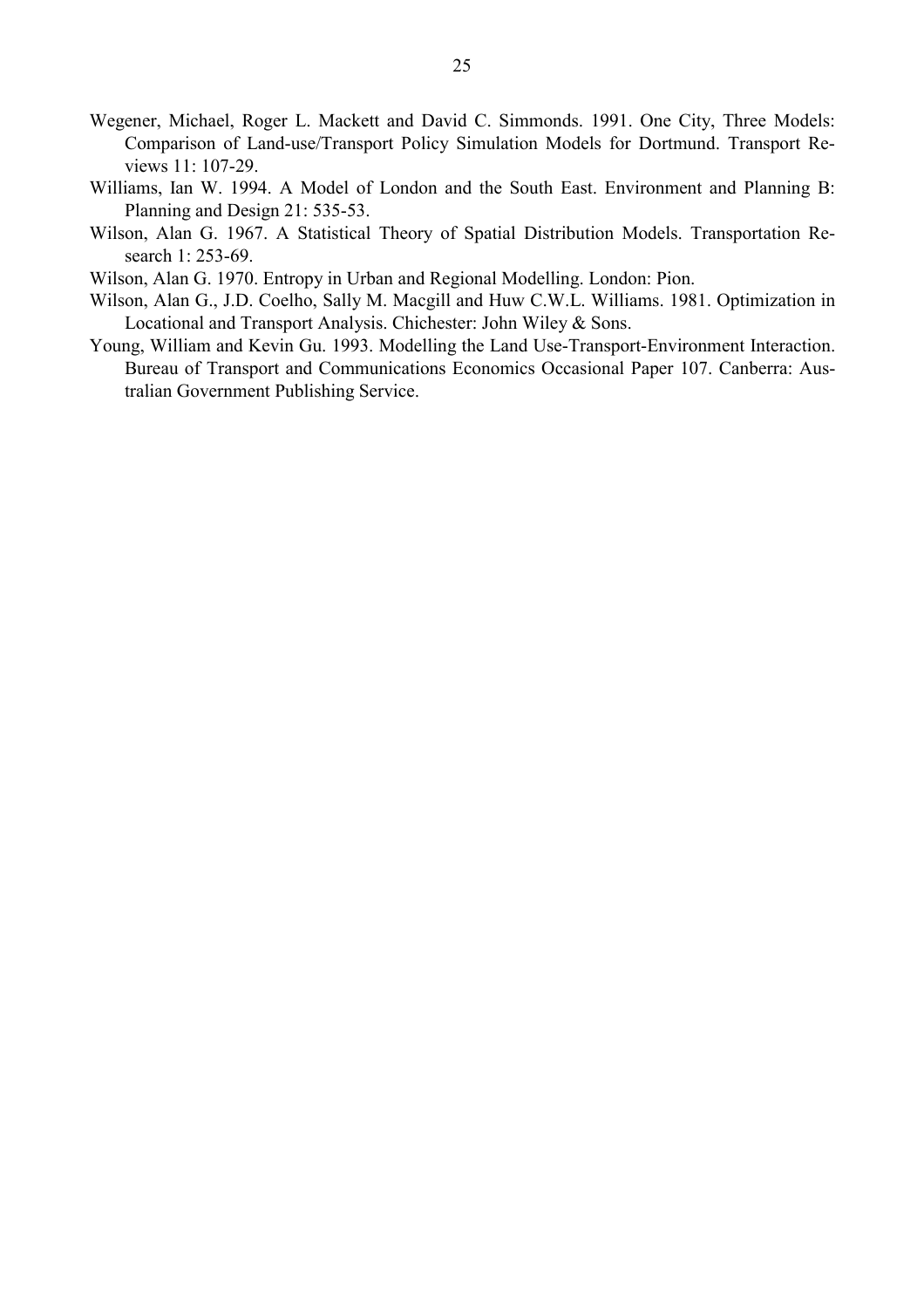Wegener, Michael, Roger L. Mackett and David C. Simmonds. 1991. One City, Three Models: Comparison of Land-use/Transport Policy Simulation Models for Dortmund. Transport Reviews 11: 107-29.

Williams, Ian W. 1994. A Model of London and the South East. Environment and Planning B: Planning and Design 21: 535-53.

Wilson, Alan G. 1967. A Statistical Theory of Spatial Distribution Models. Transportation Research 1: 253-69.

Wilson, Alan G. 1970. Entropy in Urban and Regional Modelling. London: Pion.

Wilson, Alan G., J.D. Coelho, Sally M. Macgill and Huw C.W.L. Williams. 1981. Optimization in Locational and Transport Analysis. Chichester: John Wiley & Sons.

Young, William and Kevin Gu. 1993. Modelling the Land Use-Transport-Environment Interaction. Bureau of Transport and Communications Economics Occasional Paper 107. Canberra: Australian Government Publishing Service.